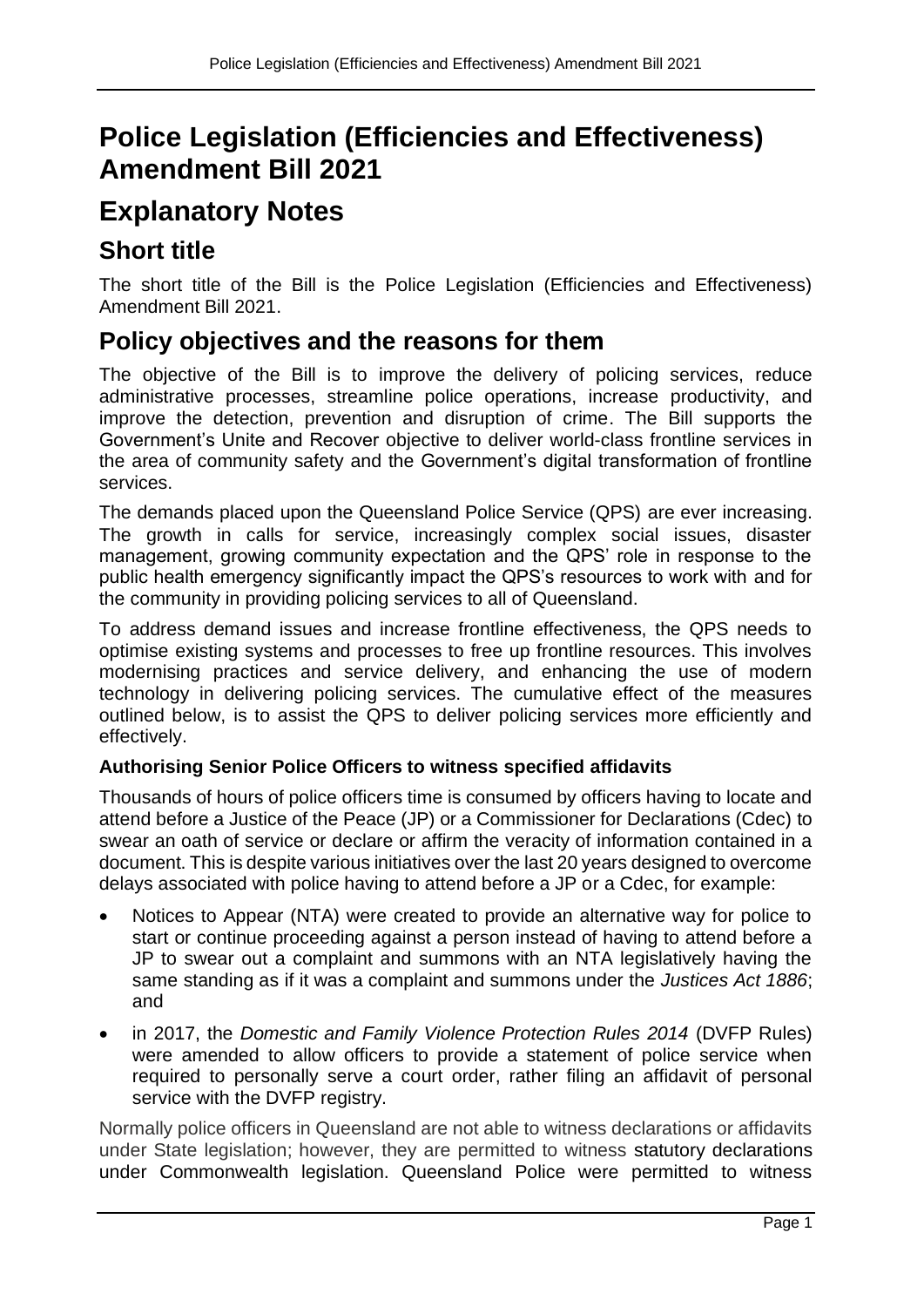# Police Legislation (Efficiencies and Effectiveness) Amendment Bill 2021

# Explanatory Notes

## Short title

The short title of the Bill is the Police Legislation (Efficiencies and Effectiveness) Amendment Bill 2021.

## Policy objectives and the reasons for them

The objective of the Bill is to improve the delivery of policing services, reduce administrative processes, streamline police operations, increase productivity, and improve the detection, prevention and disruption of crime. The Bill supports the Government's Unite and Recover objective to deliver world-class frontline services in the area of community safety and the Government's digital transformation of frontline services.

The demands placed upon the Queensland Police Service (QPS) are ever increasing. The growth in calls for service, increasingly complex social issues, disaster management, growing community expectation and the QPS' role in response to the public health emergency significantly impact the QPS's resources to work with and for the community in providing policing services to all of Queensland.

To address demand issues and increase frontline effectiveness, the QPS needs to optimise existing systems and processes to free up frontline resources. This involves modernising practices and service delivery, and enhancing the use of modern technology in delivering policing services. The cumulative effect of the measures outlined below, is to assist the QPS to deliver policing services more efficiently and effectively.

### Authorising Senior Police Officers to witness specified affidavits

Thousands of hours of police officers time is consumed by officers having to locate and attend before a Justice of the Peace (JP) or a Commissioner for Declarations (Cdec) to swear an oath of service or declare or affirm the veracity of information contained in a document. This is despite various initiatives over the last 20 years designed to overcome delays associated with police having to attend before a JP or a Cdec, for example:

- Notices to Appear (NTA) were created to provide an alternative way for police to start or continue proceeding against a person instead of having to attend before a JP to swear out a complaint and summons with an NTA legislatively having the same standing as if it was a complaint and summons under the *Justices Act 1886*; and
- in 2017, the *Domestic and Family Violence Protection Rules 2014* (DVFP Rules) were amended to allow officers to provide a statement of police service when required to personally serve a court order, rather filing an affidavit of personal service with the DVFP registry.

Normally police officers in Queensland are not able to witness declarations or affidavits under State legislation; however, they are permitted to witness statutory declarations under Commonwealth legislation. Queensland Police were permitted to witness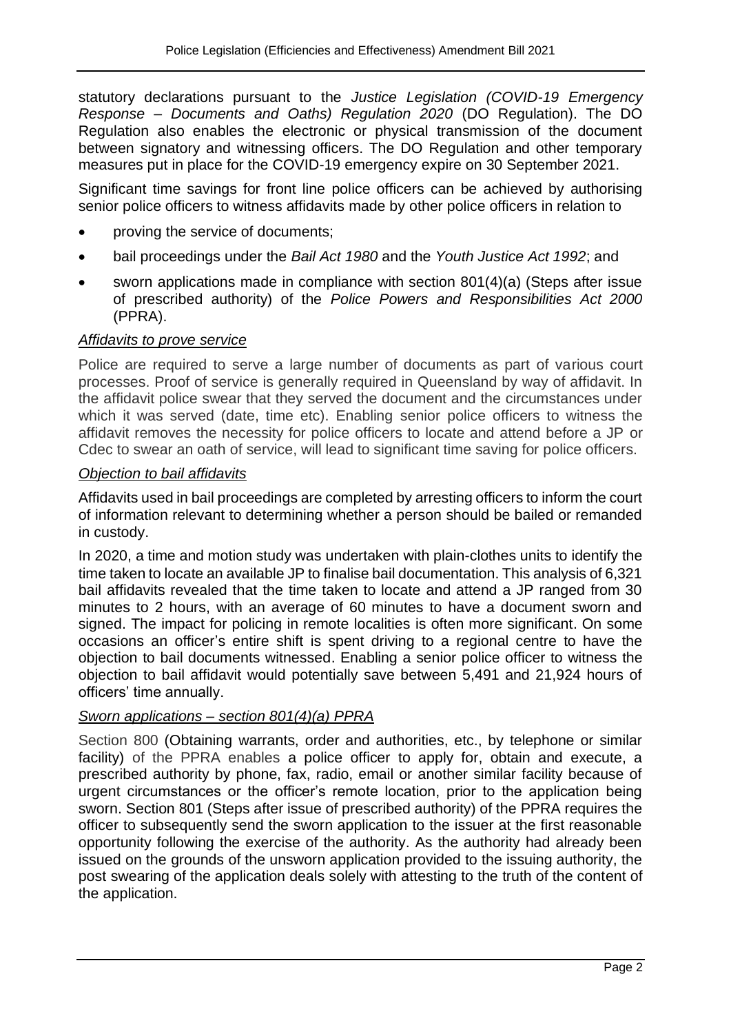statutory declarations pursuant to the *Justice Legislation (COVID-19 Emergency Response – Documents and Oaths) Regulation 2020* (DO Regulation). The DO Regulation also enables the electronic or physical transmission of the document between signatory and witnessing officers. The DO Regulation and other temporary measures put in place for the COVID-19 emergency expire on 30 September 2021.

Significant time savings for front line police officers can be achieved by authorising senior police officers to witness affidavits made by other police officers in relation to

- proving the service of documents;
- bail proceedings under the *Bail Act 1980* and the *Youth Justice Act 1992*; and
- sworn applications made in compliance with section 801(4)(a) (Steps after issue of prescribed authority) of the *Police Powers and Responsibilities Act 2000* (PPRA).

*Affidavits to prove service*

Police are required to serve a large number of documents as part of various court processes. Proof of service is generally required in Queensland by way of affidavit. In the affidavit police swear that they served the document and the circumstances under which it was served (date, time etc). Enabling senior police officers to witness the affidavit removes the necessity for police officers to locate and attend before a JP or Cdec to swear an oath of service, will lead to significant time saving for police officers.

*Objection to bail affidavits*

Affidavits used in bail proceedings are completed by arresting officers to inform the court of information relevant to determining whether a person should be bailed or remanded in custody.

In 2020, a time and motion study was undertaken with plain-clothes units to identify the time taken to locate an available JP to finalise bail documentation. This analysis of 6,321 bail affidavits revealed that the time taken to locate and attend a JP ranged from 30 minutes to 2 hours, with an average of 60 minutes to have a document sworn and signed. The impact for policing in remote localities is often more significant. On some occasions an officer's entire shift is spent driving to a regional centre to have the objection to bail documents witnessed. Enabling a senior police officer to witness the objection to bail affidavit would potentially save between 5,491 and 21,924 hours of officers' time annually.

*Sworn applications – section 801(4)(a) PPRA*

Section 800 (Obtaining warrants, order and authorities, etc., by telephone or similar facility) of the PPRA enables a police officer to apply for, obtain and execute, a prescribed authority by phone, fax, radio, email or another similar facility because of urgent circumstances or the officer's remote location, prior to the application being sworn. Section 801 (Steps after issue of prescribed authority) of the PPRA requires the officer to subsequently send the sworn application to the issuer at the first reasonable opportunity following the exercise of the authority. As the authority had already been issued on the grounds of the unsworn application provided to the issuing authority, the post swearing of the application deals solely with attesting to the truth of the content of the application.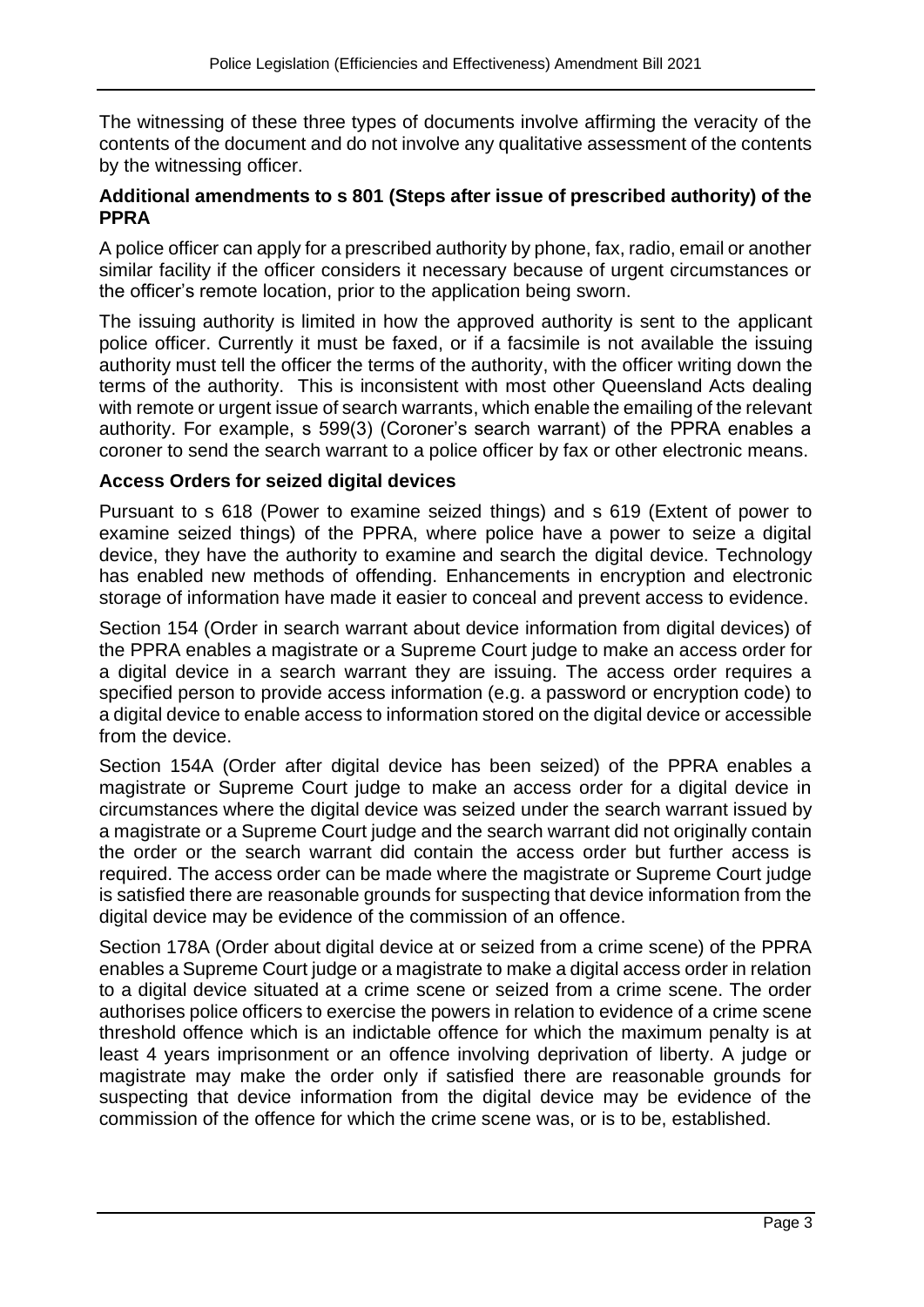The witnessing of these three types of documents involve affirming the veracity of the contents of the document and do not involve any qualitative assessment of the contents by the witnessing officer.

**Additional amendments to s 801 (Steps after issue of prescribed authority) of the PPRA**

A police officer can apply for a prescribed authority by phone, fax, radio, email or another similar facility if the officer considers it necessary because of urgent circumstances or the officer's remote location, prior to the application being sworn.

The issuing authority is limited in how the approved authority is sent to the applicant police officer. Currently it must be faxed, or if a facsimile is not available the issuing authority must tell the officer the terms of the authority, with the officer writing down the terms of the authority. This is inconsistent with most other Queensland Acts dealing with remote or urgent issue of search warrants, which enable the emailing of the relevant authority. For example, s 599(3) (Coroner's search warrant) of the PPRA enables a coroner to send the search warrant to a police officer by fax or other electronic means.

**Access Orders for seized digital devices**

Pursuant to s 618 (Power to examine seized things) and s 619 (Extent of power to examine seized things) of the PPRA, where police have a power to seize a digital device, they have the authority to examine and search the digital device. Technology has enabled new methods of offending. Enhancements in encryption and electronic storage of information have made it easier to conceal and prevent access to evidence.

Section 154 (Order in search warrant about device information from digital devices) of the PPRA enables a magistrate or a Supreme Court judge to make an access order for a digital device in a search warrant they are issuing. The access order requires a specified person to provide access information (e.g. a password or encryption code) to a digital device to enable access to information stored on the digital device or accessible from the device.

Section 154A (Order after digital device has been seized) of the PPRA enables a magistrate or Supreme Court judge to make an access order for a digital device in circumstances where the digital device was seized under the search warrant issued by a magistrate or a Supreme Court judge and the search warrant did not originally contain the order or the search warrant did contain the access order but further access is required. The access order can be made where the magistrate or Supreme Court judge is satisfied there are reasonable grounds for suspecting that device information from the digital device may be evidence of the commission of an offence.

Section 178A (Order about digital device at or seized from a crime scene) of the PPRA enables a Supreme Court judge or a magistrate to make a digital access order in relation to a digital device situated at a crime scene or seized from a crime scene. The order authorises police officers to exercise the powers in relation to evidence of a crime scene threshold offence which is an indictable offence for which the maximum penalty is at least 4 years imprisonment or an offence involving deprivation of liberty. A judge or magistrate may make the order only if satisfied there are reasonable grounds for suspecting that device information from the digital device may be evidence of the commission of the offence for which the crime scene was, or is to be, established.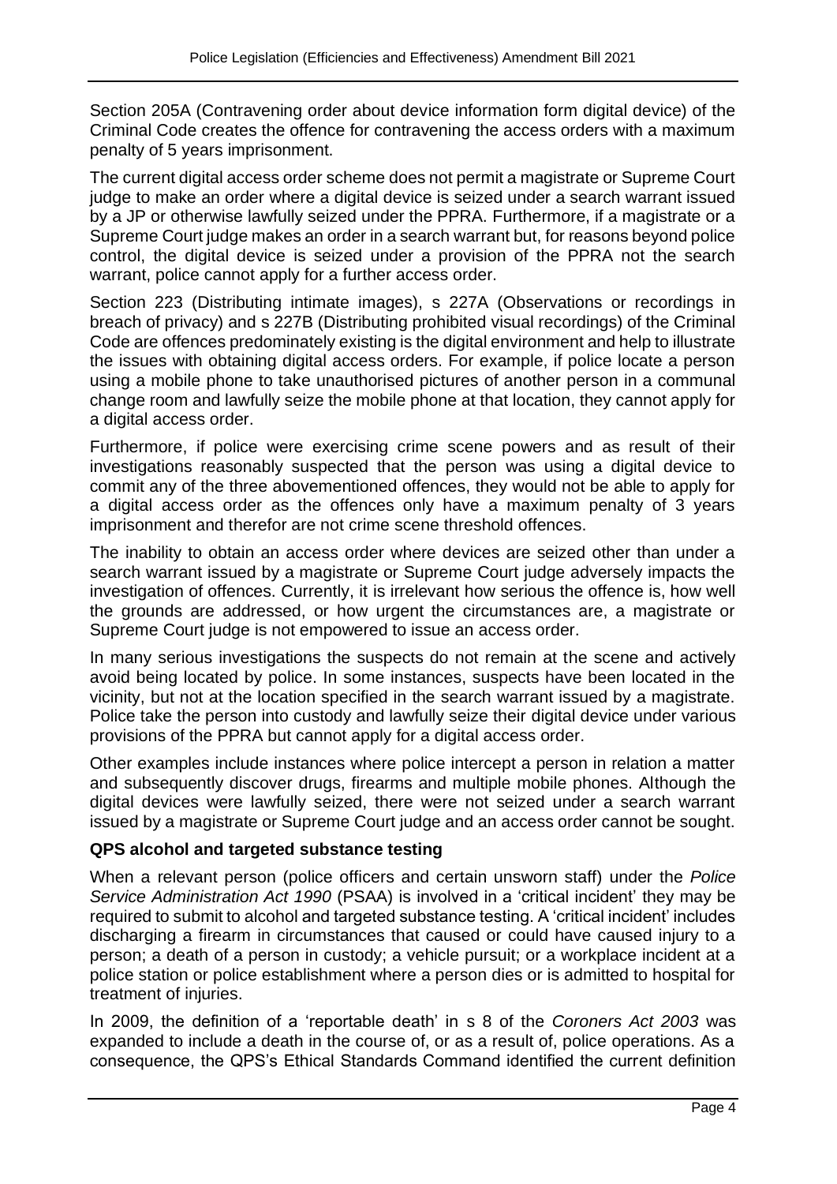Section 205A (Contravening order about device information form digital device) of the Criminal Code creates the offence for contravening the access orders with a maximum penalty of 5 years imprisonment.

The current digital access order scheme does not permit a magistrate or Supreme Court judge to make an order where a digital device is seized under a search warrant issued by a JP or otherwise lawfully seized under the PPRA. Furthermore, if a magistrate or a Supreme Court judge makes an order in a search warrant but, for reasons beyond police control, the digital device is seized under a provision of the PPRA not the search warrant, police cannot apply for a further access order.

Section 223 (Distributing intimate images), s 227A (Observations or recordings in breach of privacy) and s 227B (Distributing prohibited visual recordings) of the Criminal Code are offences predominately existing is the digital environment and help to illustrate the issues with obtaining digital access orders. For example, if police locate a person using a mobile phone to take unauthorised pictures of another person in a communal change room and lawfully seize the mobile phone at that location, they cannot apply for a digital access order.

Furthermore, if police were exercising crime scene powers and as result of their investigations reasonably suspected that the person was using a digital device to commit any of the three abovementioned offences, they would not be able to apply for a digital access order as the offences only have a maximum penalty of 3 years imprisonment and therefor are not crime scene threshold offences.

The inability to obtain an access order where devices are seized other than under a search warrant issued by a magistrate or Supreme Court judge adversely impacts the investigation of offences. Currently, it is irrelevant how serious the offence is, how well the grounds are addressed, or how urgent the circumstances are, a magistrate or Supreme Court judge is not empowered to issue an access order.

In many serious investigations the suspects do not remain at the scene and actively avoid being located by police. In some instances, suspects have been located in the vicinity, but not at the location specified in the search warrant issued by a magistrate. Police take the person into custody and lawfully seize their digital device under various provisions of the PPRA but cannot apply for a digital access order.

Other examples include instances where police intercept a person in relation a matter and subsequently discover drugs, firearms and multiple mobile phones. Although the digital devices were lawfully seized, there were not seized under a search warrant issued by a magistrate or Supreme Court judge and an access order cannot be sought.

**QPS alcohol and targeted substance testing**

When a relevant person (police officers and certain unsworn staff) under the *Police Service Administration Act 1990* (PSAA) is involved in a 'critical incident' they may be required to submit to alcohol and targeted substance testing. A 'critical incident' includes discharging a firearm in circumstances that caused or could have caused injury to a person; a death of a person in custody; a vehicle pursuit; or a workplace incident at a police station or police establishment where a person dies or is admitted to hospital for treatment of injuries.

In 2009, the definition of a 'reportable death' in s 8 of the *Coroners Act 2003* was expanded to include a death in the course of, or as a result of, police operations. As a consequence, the QPS's Ethical Standards Command identified the current definition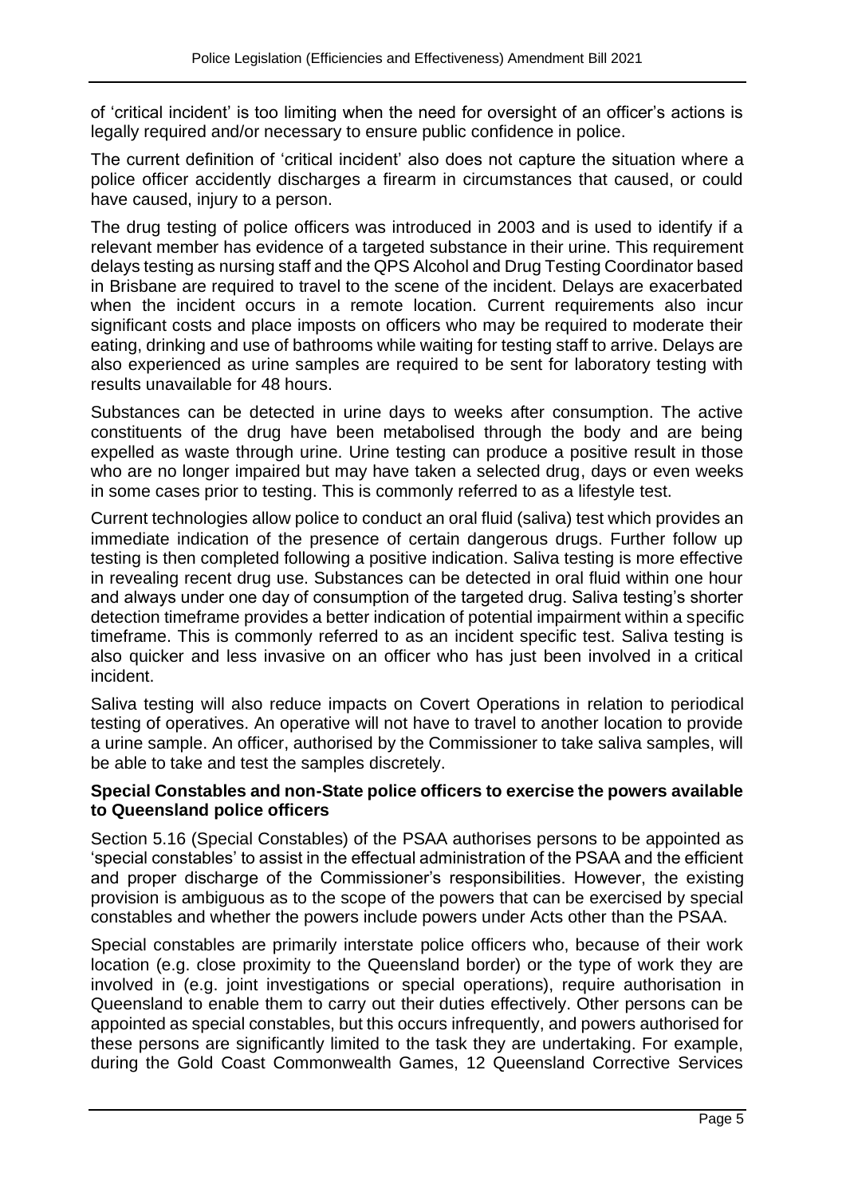of 'critical incident' is too limiting when the need for oversight of an officer's actions is legally required and/or necessary to ensure public confidence in police.

The current definition of 'critical incident' also does not capture the situation where a police officer accidently discharges a firearm in circumstances that caused, or could have caused, injury to a person.

The drug testing of police officers was introduced in 2003 and is used to identify if a relevant member has evidence of a targeted substance in their urine. This requirement delays testing as nursing staff and the QPS Alcohol and Drug Testing Coordinator based in Brisbane are required to travel to the scene of the incident. Delays are exacerbated when the incident occurs in a remote location. Current requirements also incur significant costs and place imposts on officers who may be required to moderate their eating, drinking and use of bathrooms while waiting for testing staff to arrive. Delays are also experienced as urine samples are required to be sent for laboratory testing with results unavailable for 48 hours.

Substances can be detected in urine days to weeks after consumption. The active constituents of the drug have been metabolised through the body and are being expelled as waste through urine. Urine testing can produce a positive result in those who are no longer impaired but may have taken a selected drug, days or even weeks in some cases prior to testing. This is commonly referred to as a lifestyle test.

Current technologies allow police to conduct an oral fluid (saliva) test which provides an immediate indication of the presence of certain dangerous drugs. Further follow up testing is then completed following a positive indication. Saliva testing is more effective in revealing recent drug use. Substances can be detected in oral fluid within one hour and always under one day of consumption of the targeted drug. Saliva testing's shorter detection timeframe provides a better indication of potential impairment within a specific timeframe. This is commonly referred to as an incident specific test. Saliva testing is also quicker and less invasive on an officer who has just been involved in a critical incident.

Saliva testing will also reduce impacts on Covert Operations in relation to periodical testing of operatives. An operative will not have to travel to another location to provide a urine sample. An officer, authorised by the Commissioner to take saliva samples, will be able to take and test the samples discretely.

**Special Constables and non-State police officers to exercise the powers available to Queensland police officers**

Section 5.16 (Special Constables) of the PSAA authorises persons to be appointed as 'special constables' to assist in the effectual administration of the PSAA and the efficient and proper discharge of the Commissioner's responsibilities. However, the existing provision is ambiguous as to the scope of the powers that can be exercised by special constables and whether the powers include powers under Acts other than the PSAA.

Special constables are primarily interstate police officers who, because of their work location (e.g. close proximity to the Queensland border) or the type of work they are involved in (e.g. joint investigations or special operations), require authorisation in Queensland to enable them to carry out their duties effectively. Other persons can be appointed as special constables, but this occurs infrequently, and powers authorised for these persons are significantly limited to the task they are undertaking. For example, during the Gold Coast Commonwealth Games, 12 Queensland Corrective Services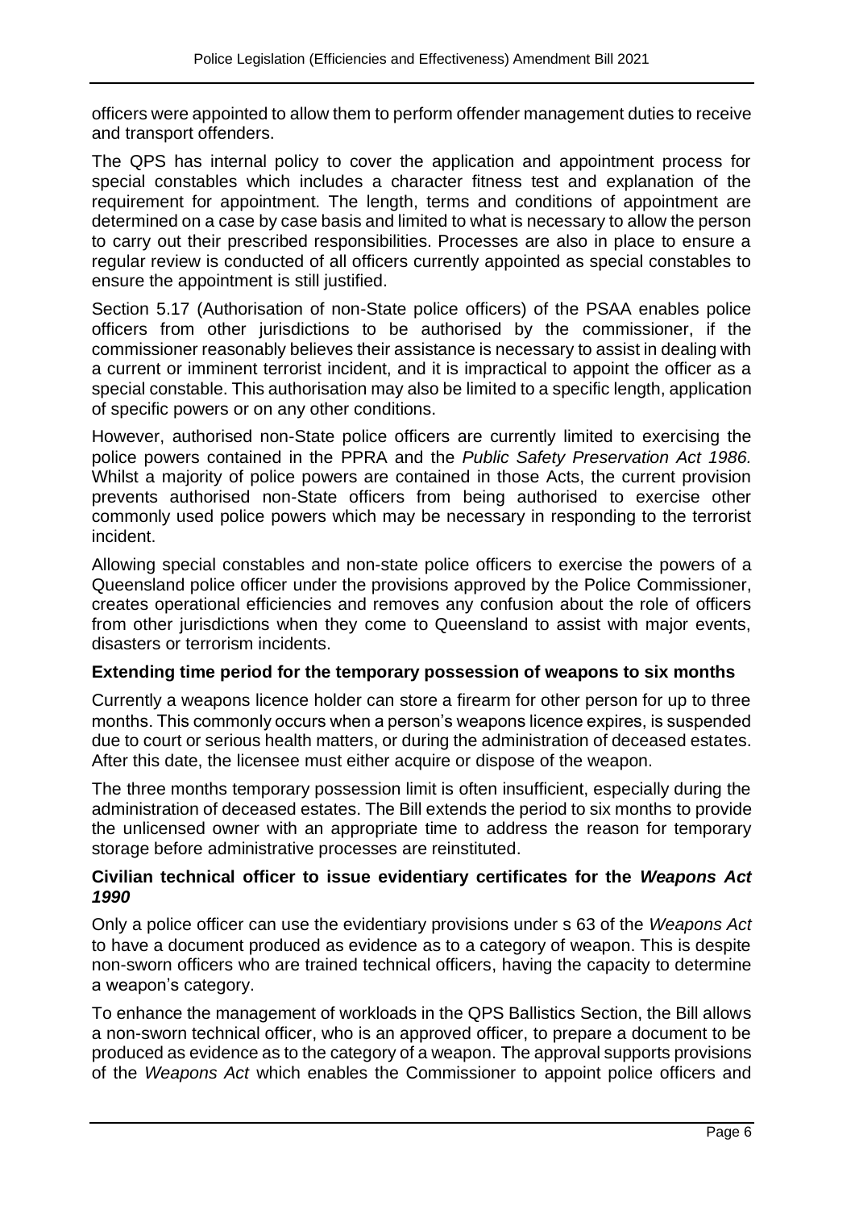officers were appointed to allow them to perform offender management duties to receive and transport offenders.

The QPS has internal policy to cover the application and appointment process for special constables which includes a character fitness test and explanation of the requirement for appointment. The length, terms and conditions of appointment are determined on a case by case basis and limited to what is necessary to allow the person to carry out their prescribed responsibilities. Processes are also in place to ensure a regular review is conducted of all officers currently appointed as special constables to ensure the appointment is still justified.

Section 5.17 (Authorisation of non-State police officers) of the PSAA enables police officers from other jurisdictions to be authorised by the commissioner, if the commissioner reasonably believes their assistance is necessary to assist in dealing with a current or imminent terrorist incident, and it is impractical to appoint the officer as a special constable. This authorisation may also be limited to a specific length, application of specific powers or on any other conditions.

However, authorised non-State police officers are currently limited to exercising the police powers contained in the PPRA and the *Public Safety Preservation Act 1986.* Whilst a majority of police powers are contained in those Acts, the current provision prevents authorised non-State officers from being authorised to exercise other commonly used police powers which may be necessary in responding to the terrorist incident.

Allowing special constables and non-state police officers to exercise the powers of a Queensland police officer under the provisions approved by the Police Commissioner, creates operational efficiencies and removes any confusion about the role of officers from other jurisdictions when they come to Queensland to assist with major events, disasters or terrorism incidents.

**Extending time period for the temporary possession of weapons to six months**

Currently a weapons licence holder can store a firearm for other person for up to three months. This commonly occurs when a person's weapons licence expires, is suspended due to court or serious health matters, or during the administration of deceased estates. After this date, the licensee must either acquire or dispose of the weapon.

The three months temporary possession limit is often insufficient, especially during the administration of deceased estates. The Bill extends the period to six months to provide the unlicensed owner with an appropriate time to address the reason for temporary storage before administrative processes are reinstituted.

**Civilian technical officer to issue evidentiary certificates for the *Weapons Act 1990***

Only a police officer can use the evidentiary provisions under s 63 of the *Weapons Act* to have a document produced as evidence as to a category of weapon. This is despite non-sworn officers who are trained technical officers, having the capacity to determine a weapon's category.

To enhance the management of workloads in the QPS Ballistics Section, the Bill allows a non-sworn technical officer, who is an approved officer, to prepare a document to be produced as evidence as to the category of a weapon. The approval supports provisions of the *Weapons Act* which enables the Commissioner to appoint police officers and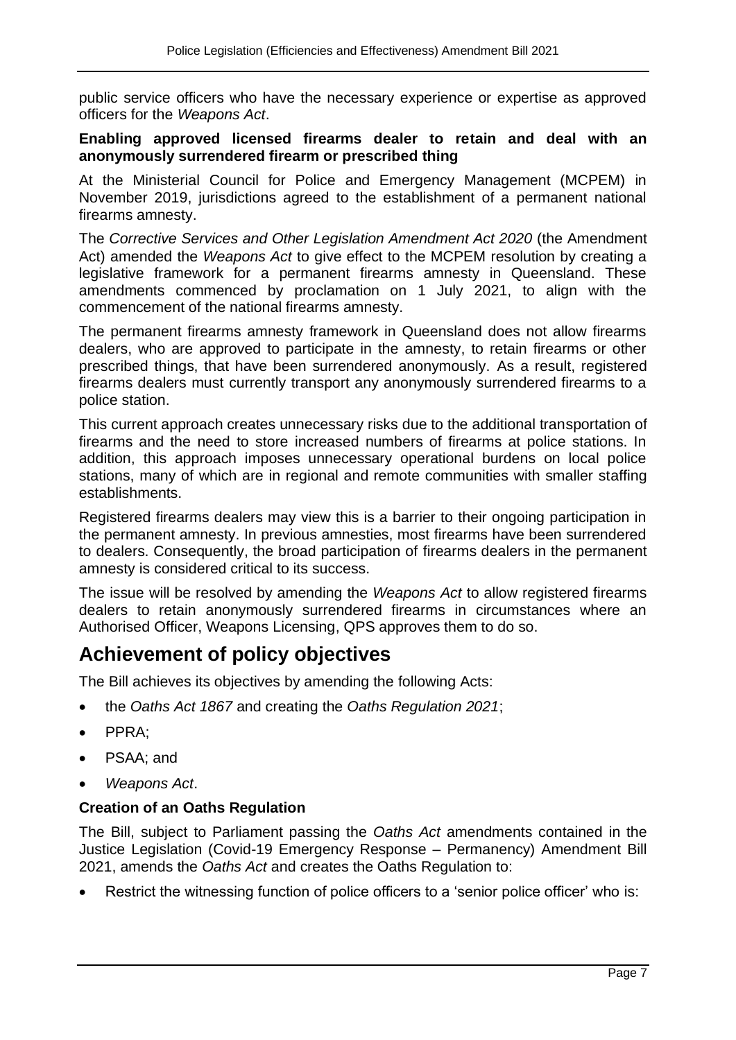public service officers who have the necessary experience or expertise as approved officers for the *Weapons Act*.

**Enabling approved licensed firearms dealer to retain and deal with an anonymously surrendered firearm or prescribed thing**

At the Ministerial Council for Police and Emergency Management (MCPEM) in November 2019, jurisdictions agreed to the establishment of a permanent national firearms amnesty.

The *Corrective Services and Other Legislation Amendment Act 2020* (the Amendment Act) amended the *Weapons Act* to give effect to the MCPEM resolution by creating a legislative framework for a permanent firearms amnesty in Queensland. These amendments commenced by proclamation on 1 July 2021, to align with the commencement of the national firearms amnesty.

The permanent firearms amnesty framework in Queensland does not allow firearms dealers, who are approved to participate in the amnesty, to retain firearms or other prescribed things, that have been surrendered anonymously. As a result, registered firearms dealers must currently transport any anonymously surrendered firearms to a police station.

This current approach creates unnecessary risks due to the additional transportation of firearms and the need to store increased numbers of firearms at police stations. In addition, this approach imposes unnecessary operational burdens on local police stations, many of which are in regional and remote communities with smaller staffing establishments.

Registered firearms dealers may view this is a barrier to their ongoing participation in the permanent amnesty. In previous amnesties, most firearms have been surrendered to dealers. Consequently, the broad participation of firearms dealers in the permanent amnesty is considered critical to its success.

The issue will be resolved by amending the *Weapons Act* to allow registered firearms dealers to retain anonymously surrendered firearms in circumstances where an Authorised Officer, Weapons Licensing, QPS approves them to do so.

# Achievement of policy objectives

The Bill achieves its objectives by amending the following Acts:

- the *Oaths Act 1867* and creating the *Oaths Regulation 2021*;
- PPRA;
- PSAA; and
- *Weapons Act*.

**Creation of an Oaths Regulation**

The Bill, subject to Parliament passing the *Oaths Act* amendments contained in the Justice Legislation (Covid-19 Emergency Response – Permanency) Amendment Bill 2021, amends the *Oaths Act* and creates the Oaths Regulation to:

- Restrict the witnessing function of police officers to a 'senior police officer' who is: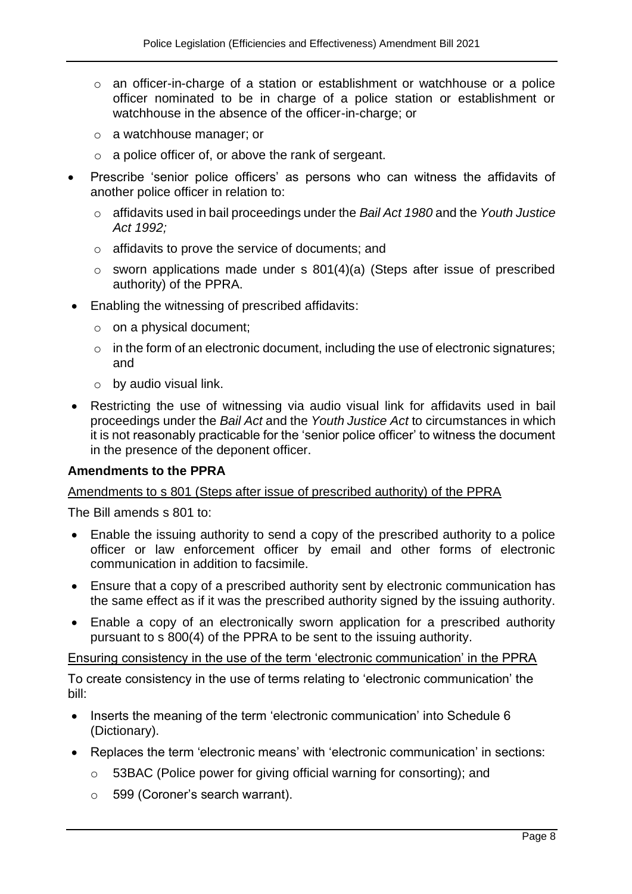- an officer-in-charge of a station or establishment or watchhouse or a police officer nominated to be in charge of a police station or establishment or watchhouse in the absence of the officer-in-charge; or
  - a watchhouse manager; or
  - a police officer of, or above the rank of sergeant.
- Prescribe 'senior police officers' as persons who can witness the affidavits of another police officer in relation to:
  - affidavits used in bail proceedings under the *Bail Act 1980* and the *Youth Justice Act 1992;*
  - affidavits to prove the service of documents; and
  - sworn applications made under s 801(4)(a) (Steps after issue of prescribed authority) of the PPRA.
- Enabling the witnessing of prescribed affidavits:
  - on a physical document;
  - in the form of an electronic document, including the use of electronic signatures; and
  - by audio visual link.
- Restricting the use of witnessing via audio visual link for affidavits used in bail proceedings under the *Bail Act* and the *Youth Justice Act* to circumstances in which it is not reasonably practicable for the 'senior police officer' to witness the document in the presence of the deponent officer.

**Amendments to the PPRA**

Amendments to s 801 (Steps after issue of prescribed authority) of the PPRA

The Bill amends s 801 to:

- Enable the issuing authority to send a copy of the prescribed authority to a police officer or law enforcement officer by email and other forms of electronic communication in addition to facsimile.
- Ensure that a copy of a prescribed authority sent by electronic communication has the same effect as if it was the prescribed authority signed by the issuing authority.
- Enable a copy of an electronically sworn application for a prescribed authority pursuant to s 800(4) of the PPRA to be sent to the issuing authority.

Ensuring consistency in the use of the term 'electronic communication' in the PPRA

To create consistency in the use of terms relating to 'electronic communication' the bill:

- Inserts the meaning of the term 'electronic communication' into Schedule 6 (Dictionary).
- Replaces the term 'electronic means' with 'electronic communication' in sections:
  - 53BAC (Police power for giving official warning for consorting); and
  - 599 (Coroner's search warrant).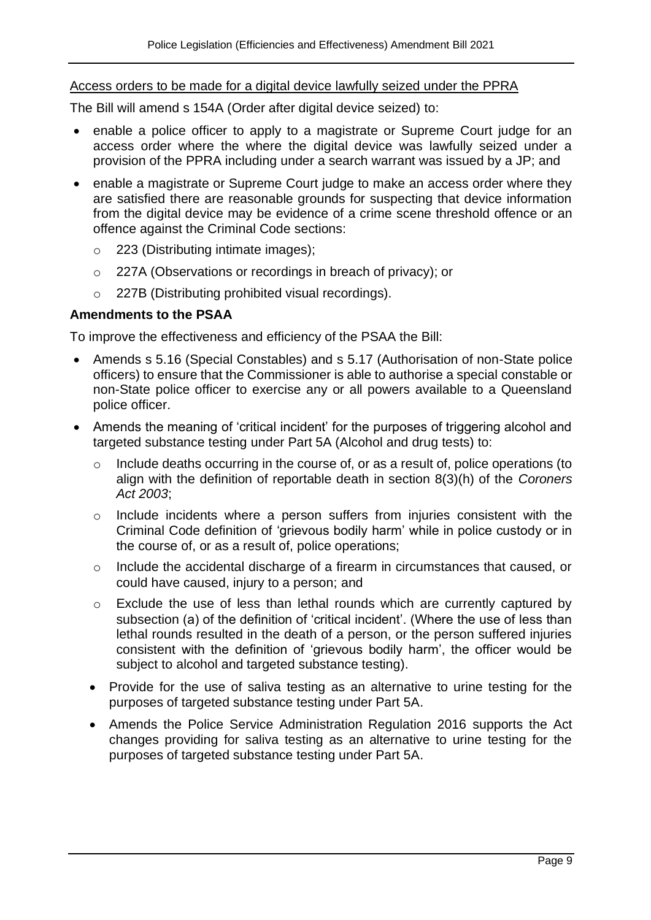<u>Access orders to be made for a digital device lawfully seized under the PPRA</u>

The Bill will amend s 154A (Order after digital device seized) to:

- enable a police officer to apply to a magistrate or Supreme Court judge for an access order where the where the digital device was lawfully seized under a provision of the PPRA including under a search warrant was issued by a JP; and
- enable a magistrate or Supreme Court judge to make an access order where they are satisfied there are reasonable grounds for suspecting that device information from the digital device may be evidence of a crime scene threshold offence or an offence against the Criminal Code sections:
  - 223 (Distributing intimate images);
  - 227A (Observations or recordings in breach of privacy); or
  - 227B (Distributing prohibited visual recordings).

**Amendments to the PSAA**

To improve the effectiveness and efficiency of the PSAA the Bill:

- Amends s 5.16 (Special Constables) and s 5.17 (Authorisation of non-State police officers) to ensure that the Commissioner is able to authorise a special constable or non-State police officer to exercise any or all powers available to a Queensland police officer.
- Amends the meaning of 'critical incident' for the purposes of triggering alcohol and targeted substance testing under Part 5A (Alcohol and drug tests) to:
  - Include deaths occurring in the course of, or as a result of, police operations (to align with the definition of reportable death in section 8(3)(h) of the *Coroners Act 2003*;
  - Include incidents where a person suffers from injuries consistent with the Criminal Code definition of 'grievous bodily harm' while in police custody or in the course of, or as a result of, police operations;
  - Include the accidental discharge of a firearm in circumstances that caused, or could have caused, injury to a person; and
  - Exclude the use of less than lethal rounds which are currently captured by subsection (a) of the definition of 'critical incident'. (Where the use of less than lethal rounds resulted in the death of a person, or the person suffered injuries consistent with the definition of 'grievous bodily harm', the officer would be subject to alcohol and targeted substance testing).
  - Provide for the use of saliva testing as an alternative to urine testing for the purposes of targeted substance testing under Part 5A.
  - Amends the Police Service Administration Regulation 2016 supports the Act changes providing for saliva testing as an alternative to urine testing for the purposes of targeted substance testing under Part 5A.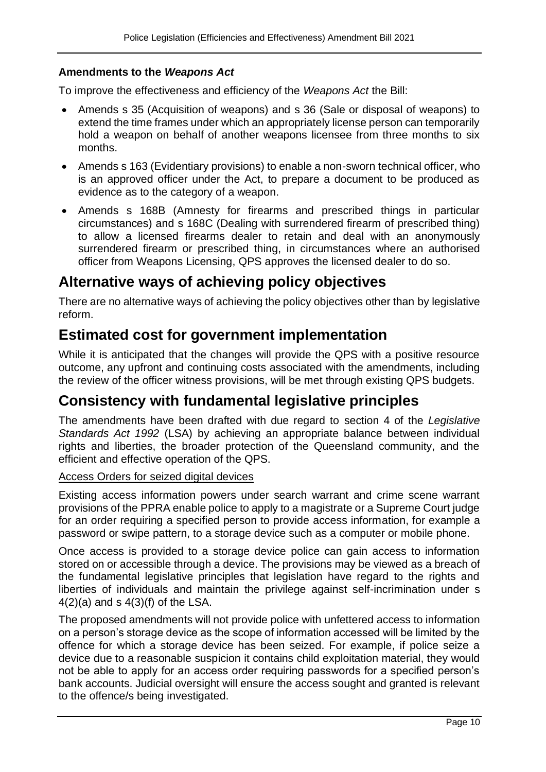**Amendments to the *Weapons Act***

To improve the effectiveness and efficiency of the *Weapons Act* the Bill:

- Amends s 35 (Acquisition of weapons) and s 36 (Sale or disposal of weapons) to extend the time frames under which an appropriately license person can temporarily hold a weapon on behalf of another weapons licensee from three months to six months.
- Amends s 163 (Evidentiary provisions) to enable a non-sworn technical officer, who is an approved officer under the Act, to prepare a document to be produced as evidence as to the category of a weapon.
- Amends s 168B (Amnesty for firearms and prescribed things in particular circumstances) and s 168C (Dealing with surrendered firearm of prescribed thing) to allow a licensed firearms dealer to retain and deal with an anonymously surrendered firearm or prescribed thing, in circumstances where an authorised officer from Weapons Licensing, QPS approves the licensed dealer to do so.

## Alternative ways of achieving policy objectives

There are no alternative ways of achieving the policy objectives other than by legislative reform.

## Estimated cost for government implementation

While it is anticipated that the changes will provide the QPS with a positive resource outcome, any upfront and continuing costs associated with the amendments, including the review of the officer witness provisions, will be met through existing QPS budgets.

## Consistency with fundamental legislative principles

The amendments have been drafted with due regard to section 4 of the *Legislative Standards Act 1992* (LSA) by achieving an appropriate balance between individual rights and liberties, the broader protection of the Queensland community, and the efficient and effective operation of the QPS.

Access Orders for seized digital devices

Existing access information powers under search warrant and crime scene warrant provisions of the PPRA enable police to apply to a magistrate or a Supreme Court judge for an order requiring a specified person to provide access information, for example a password or swipe pattern, to a storage device such as a computer or mobile phone.

Once access is provided to a storage device police can gain access to information stored on or accessible through a device. The provisions may be viewed as a breach of the fundamental legislative principles that legislation have regard to the rights and liberties of individuals and maintain the privilege against self-incrimination under s 4(2)(a) and s 4(3)(f) of the LSA.

The proposed amendments will not provide police with unfettered access to information on a person's storage device as the scope of information accessed will be limited by the offence for which a storage device has been seized. For example, if police seize a device due to a reasonable suspicion it contains child exploitation material, they would not be able to apply for an access order requiring passwords for a specified person's bank accounts. Judicial oversight will ensure the access sought and granted is relevant to the offence/s being investigated.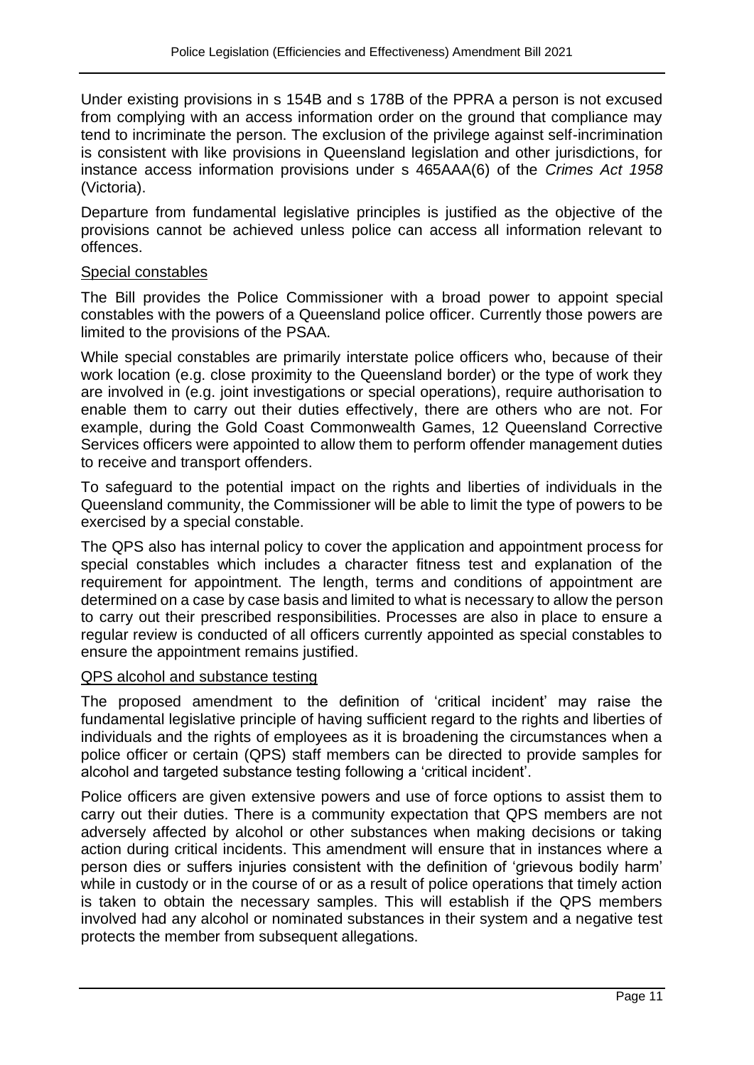Under existing provisions in s 154B and s 178B of the PPRA a person is not excused from complying with an access information order on the ground that compliance may tend to incriminate the person. The exclusion of the privilege against self-incrimination is consistent with like provisions in Queensland legislation and other jurisdictions, for instance access information provisions under s 465AAA(6) of the *Crimes Act 1958* (Victoria).

Departure from fundamental legislative principles is justified as the objective of the provisions cannot be achieved unless police can access all information relevant to offences.

### Special constables

The Bill provides the Police Commissioner with a broad power to appoint special constables with the powers of a Queensland police officer. Currently those powers are limited to the provisions of the PSAA.

While special constables are primarily interstate police officers who, because of their work location (e.g. close proximity to the Queensland border) or the type of work they are involved in (e.g. joint investigations or special operations), require authorisation to enable them to carry out their duties effectively, there are others who are not. For example, during the Gold Coast Commonwealth Games, 12 Queensland Corrective Services officers were appointed to allow them to perform offender management duties to receive and transport offenders.

To safeguard to the potential impact on the rights and liberties of individuals in the Queensland community, the Commissioner will be able to limit the type of powers to be exercised by a special constable.

The QPS also has internal policy to cover the application and appointment process for special constables which includes a character fitness test and explanation of the requirement for appointment. The length, terms and conditions of appointment are determined on a case by case basis and limited to what is necessary to allow the person to carry out their prescribed responsibilities. Processes are also in place to ensure a regular review is conducted of all officers currently appointed as special constables to ensure the appointment remains justified.

### QPS alcohol and substance testing

The proposed amendment to the definition of 'critical incident' may raise the fundamental legislative principle of having sufficient regard to the rights and liberties of individuals and the rights of employees as it is broadening the circumstances when a police officer or certain (QPS) staff members can be directed to provide samples for alcohol and targeted substance testing following a 'critical incident'.

Police officers are given extensive powers and use of force options to assist them to carry out their duties. There is a community expectation that QPS members are not adversely affected by alcohol or other substances when making decisions or taking action during critical incidents. This amendment will ensure that in instances where a person dies or suffers injuries consistent with the definition of 'grievous bodily harm' while in custody or in the course of or as a result of police operations that timely action is taken to obtain the necessary samples. This will establish if the QPS members involved had any alcohol or nominated substances in their system and a negative test protects the member from subsequent allegations.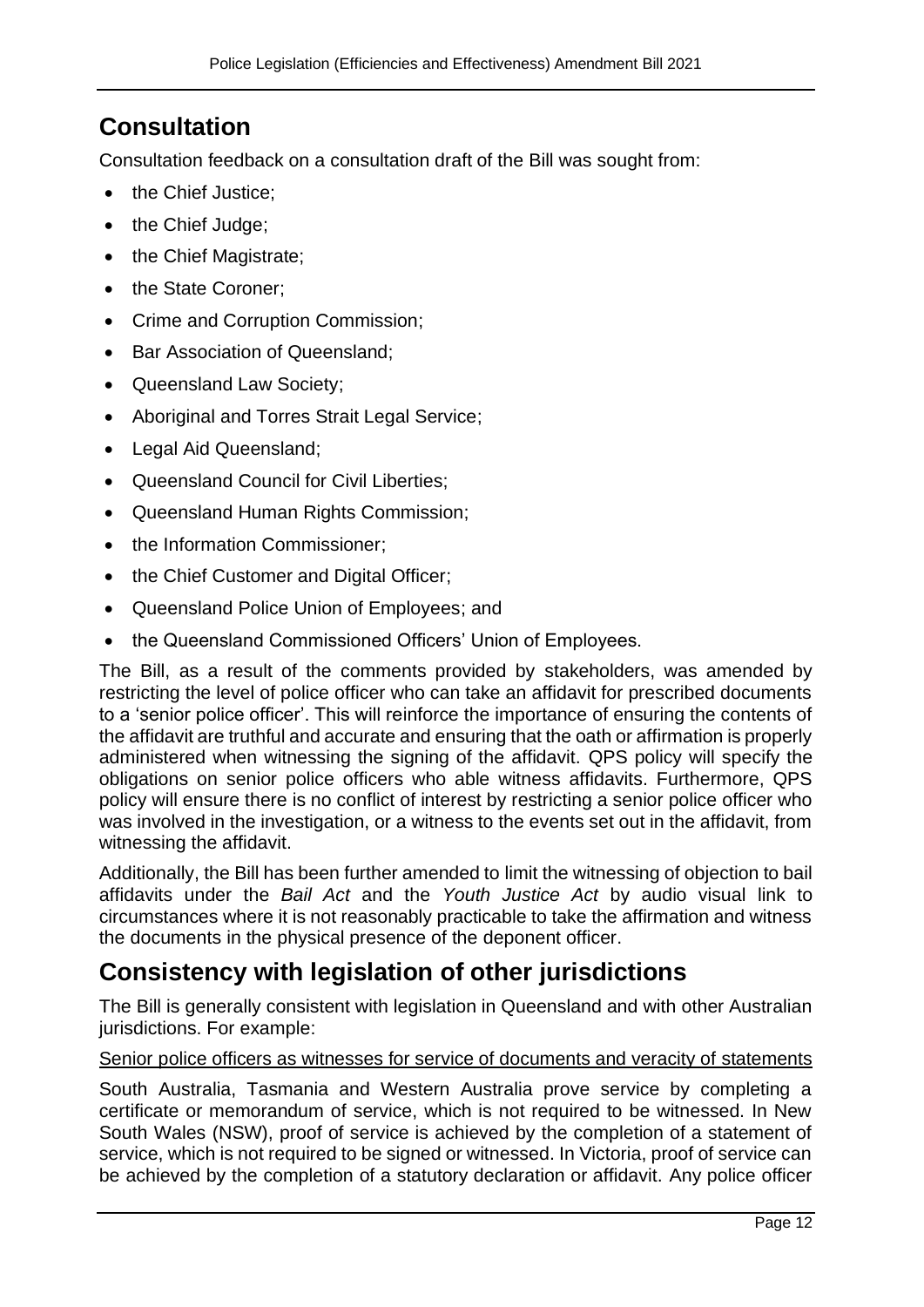## Consultation

Consultation feedback on a consultation draft of the Bill was sought from:

- the Chief Justice;
- the Chief Judge;
- the Chief Magistrate;
- the State Coroner;
- Crime and Corruption Commission;
- Bar Association of Queensland;
- Queensland Law Society;
- Aboriginal and Torres Strait Legal Service;
- Legal Aid Queensland;
- Queensland Council for Civil Liberties;
- Queensland Human Rights Commission;
- the Information Commissioner;
- the Chief Customer and Digital Officer;
- Queensland Police Union of Employees; and
- the Queensland Commissioned Officers' Union of Employees.

The Bill, as a result of the comments provided by stakeholders, was amended by restricting the level of police officer who can take an affidavit for prescribed documents to a 'senior police officer'. This will reinforce the importance of ensuring the contents of the affidavit are truthful and accurate and ensuring that the oath or affirmation is properly administered when witnessing the signing of the affidavit. QPS policy will specify the obligations on senior police officers who able witness affidavits. Furthermore, QPS policy will ensure there is no conflict of interest by restricting a senior police officer who was involved in the investigation, or a witness to the events set out in the affidavit, from witnessing the affidavit.

Additionally, the Bill has been further amended to limit the witnessing of objection to bail affidavits under the *Bail Act* and the *Youth Justice Act* by audio visual link to circumstances where it is not reasonably practicable to take the affirmation and witness the documents in the physical presence of the deponent officer.

## Consistency with legislation of other jurisdictions

The Bill is generally consistent with legislation in Queensland and with other Australian jurisdictions. For example:

<u>Senior police officers as witnesses for service of documents and veracity of statements</u>

South Australia, Tasmania and Western Australia prove service by completing a certificate or memorandum of service, which is not required to be witnessed. In New South Wales (NSW), proof of service is achieved by the completion of a statement of service, which is not required to be signed or witnessed. In Victoria, proof of service can be achieved by the completion of a statutory declaration or affidavit. Any police officer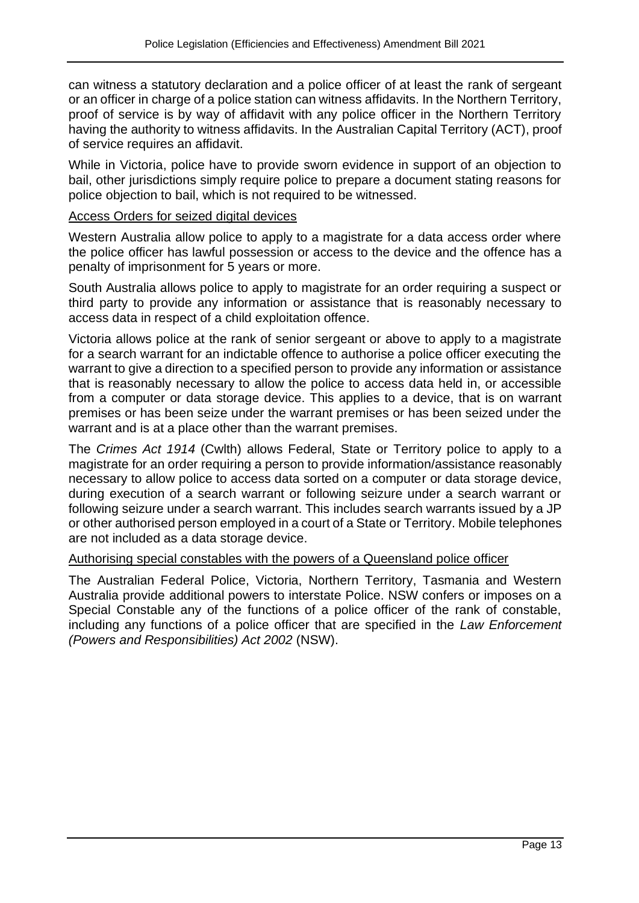can witness a statutory declaration and a police officer of at least the rank of sergeant or an officer in charge of a police station can witness affidavits. In the Northern Territory, proof of service is by way of affidavit with any police officer in the Northern Territory having the authority to witness affidavits. In the Australian Capital Territory (ACT), proof of service requires an affidavit.

While in Victoria, police have to provide sworn evidence in support of an objection to bail, other jurisdictions simply require police to prepare a document stating reasons for police objection to bail, which is not required to be witnessed.

Access Orders for seized digital devices

Western Australia allow police to apply to a magistrate for a data access order where the police officer has lawful possession or access to the device and the offence has a penalty of imprisonment for 5 years or more.

South Australia allows police to apply to magistrate for an order requiring a suspect or third party to provide any information or assistance that is reasonably necessary to access data in respect of a child exploitation offence.

Victoria allows police at the rank of senior sergeant or above to apply to a magistrate for a search warrant for an indictable offence to authorise a police officer executing the warrant to give a direction to a specified person to provide any information or assistance that is reasonably necessary to allow the police to access data held in, or accessible from a computer or data storage device. This applies to a device, that is on warrant premises or has been seize under the warrant premises or has been seized under the warrant and is at a place other than the warrant premises.

The *Crimes Act 1914* (Cwlth) allows Federal, State or Territory police to apply to a magistrate for an order requiring a person to provide information/assistance reasonably necessary to allow police to access data sorted on a computer or data storage device, during execution of a search warrant or following seizure under a search warrant or following seizure under a search warrant. This includes search warrants issued by a JP or other authorised person employed in a court of a State or Territory. Mobile telephones are not included as a data storage device.

Authorising special constables with the powers of a Queensland police officer

The Australian Federal Police, Victoria, Northern Territory, Tasmania and Western Australia provide additional powers to interstate Police. NSW confers or imposes on a Special Constable any of the functions of a police officer of the rank of constable, including any functions of a police officer that are specified in the *Law Enforcement (Powers and Responsibilities) Act 2002* (NSW).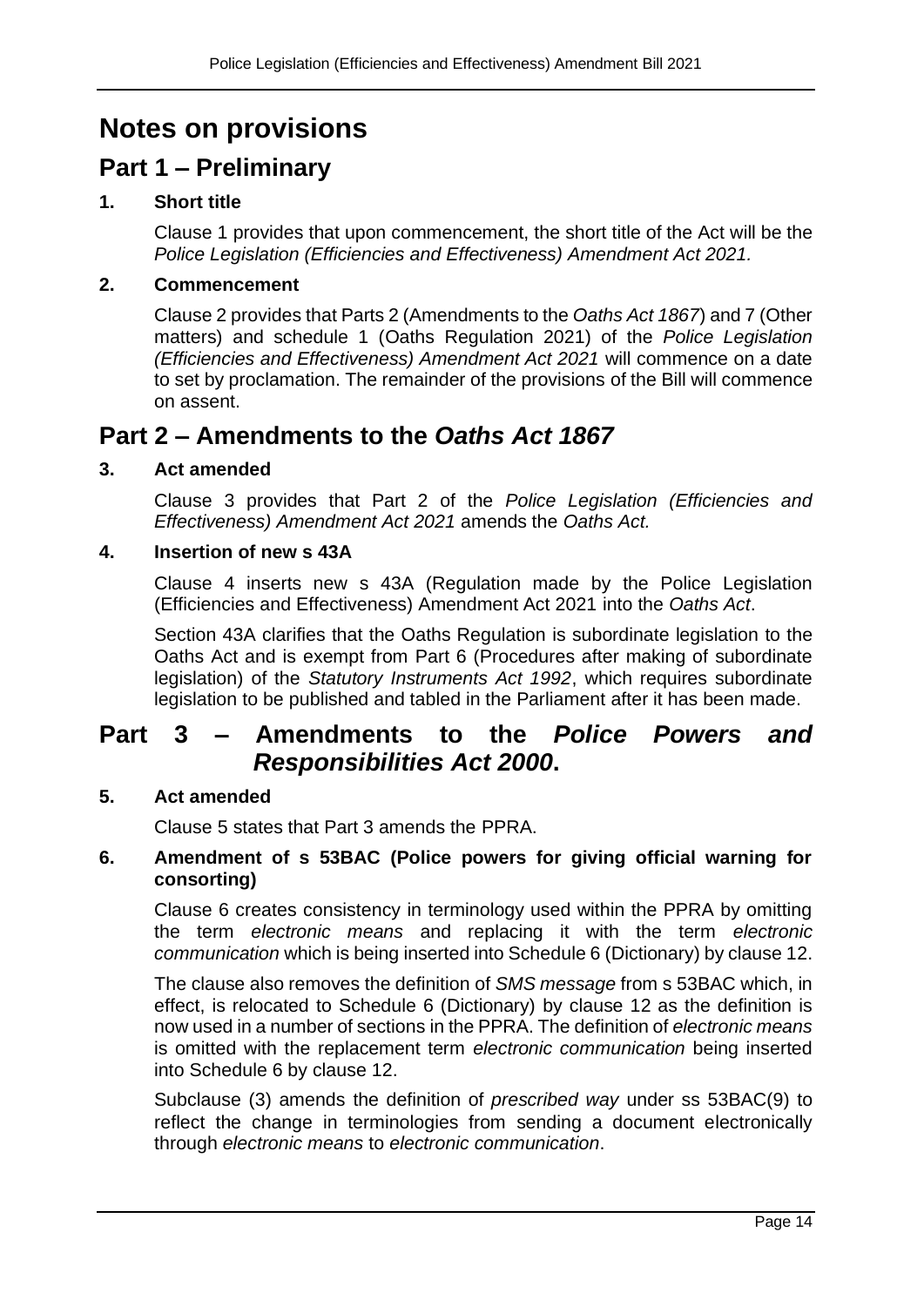# Notes on provisions

## Part 1 – Preliminary

### 1. Short title

Clause 1 provides that upon commencement, the short title of the Act will be the *Police Legislation (Efficiencies and Effectiveness) Amendment Act 2021.*

### 2. Commencement

Clause 2 provides that Parts 2 (Amendments to the *Oaths Act 1867*) and 7 (Other matters) and schedule 1 (Oaths Regulation 2021) of the *Police Legislation (Efficiencies and Effectiveness) Amendment Act 2021* will commence on a date to set by proclamation. The remainder of the provisions of the Bill will commence on assent.

## Part 2 – Amendments to the *Oaths Act 1867*

### 3. Act amended

Clause 3 provides that Part 2 of the *Police Legislation (Efficiencies and Effectiveness) Amendment Act 2021* amends the *Oaths Act.*

### 4. Insertion of new s 43A

Clause 4 inserts new s 43A (Regulation made by the Police Legislation (Efficiencies and Effectiveness) Amendment Act 2021 into the *Oaths Act*.

Section 43A clarifies that the Oaths Regulation is subordinate legislation to the Oaths Act and is exempt from Part 6 (Procedures after making of subordinate legislation) of the *Statutory Instruments Act 1992*, which requires subordinate legislation to be published and tabled in the Parliament after it has been made.

## Part 3 – Amendments to the *Police Powers and Responsibilities Act 2000*.

### 5. Act amended

Clause 5 states that Part 3 amends the PPRA.

### 6. Amendment of s 53BAC (Police powers for giving official warning for consorting)

Clause 6 creates consistency in terminology used within the PPRA by omitting the term *electronic means* and replacing it with the term *electronic communication* which is being inserted into Schedule 6 (Dictionary) by clause 12.

The clause also removes the definition of *SMS message* from s 53BAC which, in effect, is relocated to Schedule 6 (Dictionary) by clause 12 as the definition is now used in a number of sections in the PPRA. The definition of *electronic means* is omitted with the replacement term *electronic communication* being inserted into Schedule 6 by clause 12.

Subclause (3) amends the definition of *prescribed way* under ss 53BAC(9) to reflect the change in terminologies from sending a document electronically through *electronic means* to *electronic communication*.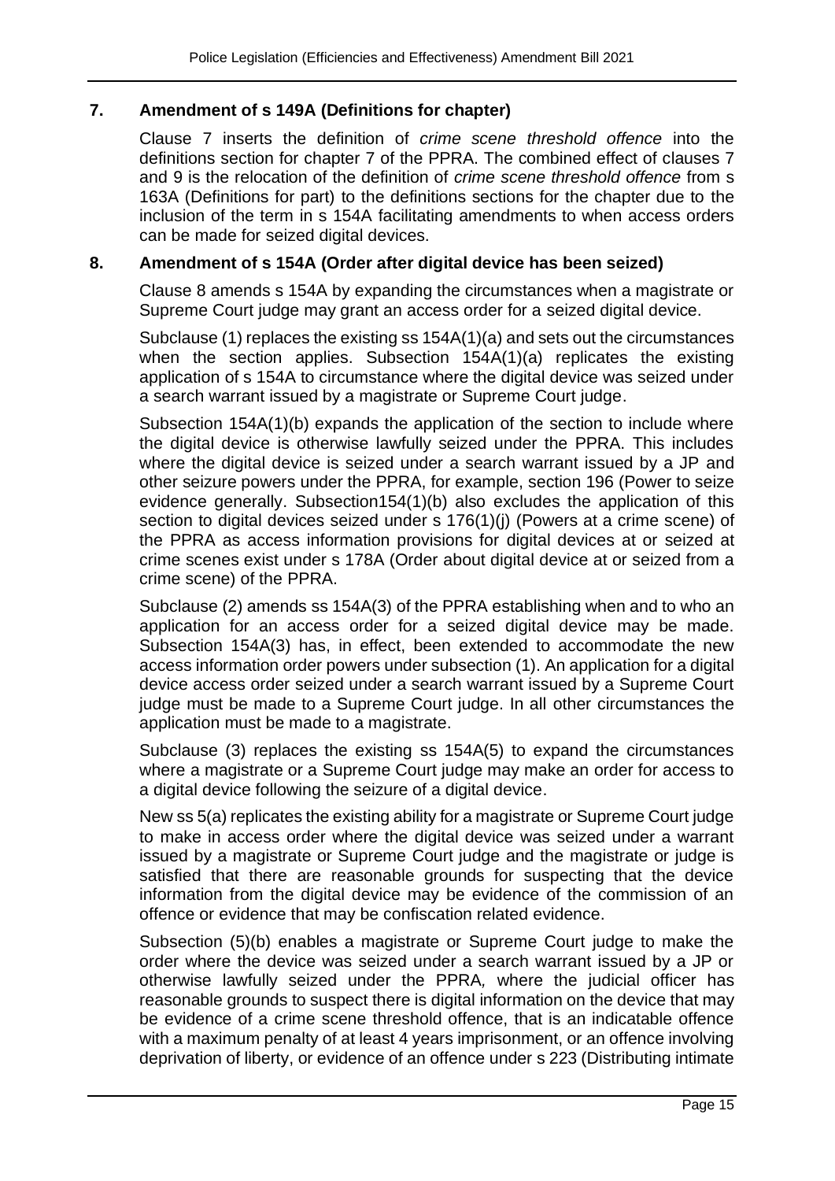## 7. Amendment of s 149A (Definitions for chapter)

Clause 7 inserts the definition of *crime scene threshold offence* into the definitions section for chapter 7 of the PPRA. The combined effect of clauses 7 and 9 is the relocation of the definition of *crime scene threshold offence* from s 163A (Definitions for part) to the definitions sections for the chapter due to the inclusion of the term in s 154A facilitating amendments to when access orders can be made for seized digital devices.

## 8. Amendment of s 154A (Order after digital device has been seized)

Clause 8 amends s 154A by expanding the circumstances when a magistrate or Supreme Court judge may grant an access order for a seized digital device.

Subclause (1) replaces the existing ss 154A(1)(a) and sets out the circumstances when the section applies. Subsection 154A(1)(a) replicates the existing application of s 154A to circumstance where the digital device was seized under a search warrant issued by a magistrate or Supreme Court judge.

Subsection 154A(1)(b) expands the application of the section to include where the digital device is otherwise lawfully seized under the PPRA. This includes where the digital device is seized under a search warrant issued by a JP and other seizure powers under the PPRA, for example, section 196 (Power to seize evidence generally. Subsection154(1)(b) also excludes the application of this section to digital devices seized under s 176(1)(j) (Powers at a crime scene) of the PPRA as access information provisions for digital devices at or seized at crime scenes exist under s 178A (Order about digital device at or seized from a crime scene) of the PPRA.

Subclause (2) amends ss 154A(3) of the PPRA establishing when and to who an application for an access order for a seized digital device may be made. Subsection 154A(3) has, in effect, been extended to accommodate the new access information order powers under subsection (1). An application for a digital device access order seized under a search warrant issued by a Supreme Court judge must be made to a Supreme Court judge. In all other circumstances the application must be made to a magistrate.

Subclause (3) replaces the existing ss 154A(5) to expand the circumstances where a magistrate or a Supreme Court judge may make an order for access to a digital device following the seizure of a digital device.

New ss 5(a) replicates the existing ability for a magistrate or Supreme Court judge to make in access order where the digital device was seized under a warrant issued by a magistrate or Supreme Court judge and the magistrate or judge is satisfied that there are reasonable grounds for suspecting that the device information from the digital device may be evidence of the commission of an offence or evidence that may be confiscation related evidence.

Subsection (5)(b) enables a magistrate or Supreme Court judge to make the order where the device was seized under a search warrant issued by a JP or otherwise lawfully seized under the PPRA, where the judicial officer has reasonable grounds to suspect there is digital information on the device that may be evidence of a crime scene threshold offence, that is an indictable offence with a maximum penalty of at least 4 years imprisonment, or an offence involving deprivation of liberty, or evidence of an offence under s 223 (Distributing intimate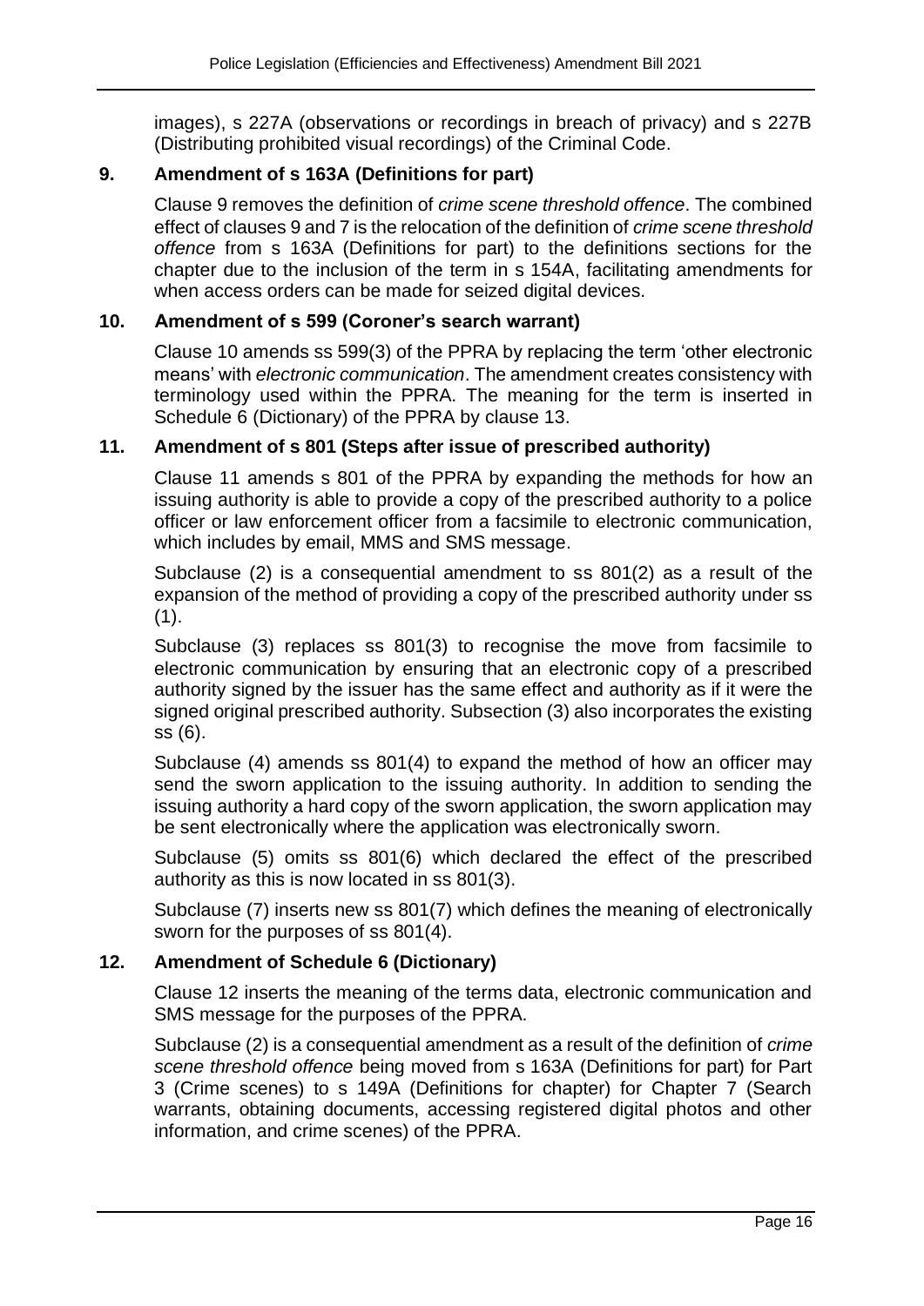images), s 227A (observations or recordings in breach of privacy) and s 227B (Distributing prohibited visual recordings) of the Criminal Code.

### 9. Amendment of s 163A (Definitions for part)

Clause 9 removes the definition of *crime scene threshold offence*. The combined effect of clauses 9 and 7 is the relocation of the definition of *crime scene threshold offence* from s 163A (Definitions for part) to the definitions sections for the chapter due to the inclusion of the term in s 154A, facilitating amendments for when access orders can be made for seized digital devices.

### 10. Amendment of s 599 (Coroner's search warrant)

Clause 10 amends ss 599(3) of the PPRA by replacing the term 'other electronic means' with *electronic communication*. The amendment creates consistency with terminology used within the PPRA. The meaning for the term is inserted in Schedule 6 (Dictionary) of the PPRA by clause 13.

### 11. Amendment of s 801 (Steps after issue of prescribed authority)

Clause 11 amends s 801 of the PPRA by expanding the methods for how an issuing authority is able to provide a copy of the prescribed authority to a police officer or law enforcement officer from a facsimile to electronic communication, which includes by email, MMS and SMS message.

Subclause (2) is a consequential amendment to ss 801(2) as a result of the expansion of the method of providing a copy of the prescribed authority under ss (1).

Subclause (3) replaces ss 801(3) to recognise the move from facsimile to electronic communication by ensuring that an electronic copy of a prescribed authority signed by the issuer has the same effect and authority as if it were the signed original prescribed authority. Subsection (3) also incorporates the existing ss (6).

Subclause (4) amends ss 801(4) to expand the method of how an officer may send the sworn application to the issuing authority. In addition to sending the issuing authority a hard copy of the sworn application, the sworn application may be sent electronically where the application was electronically sworn.

Subclause (5) omits ss 801(6) which declared the effect of the prescribed authority as this is now located in ss 801(3).

Subclause (7) inserts new ss 801(7) which defines the meaning of electronically sworn for the purposes of ss 801(4).

### 12. Amendment of Schedule 6 (Dictionary)

Clause 12 inserts the meaning of the terms data, electronic communication and SMS message for the purposes of the PPRA.

Subclause (2) is a consequential amendment as a result of the definition of *crime scene threshold offence* being moved from s 163A (Definitions for part) for Part 3 (Crime scenes) to s 149A (Definitions for chapter) for Chapter 7 (Search warrants, obtaining documents, accessing registered digital photos and other information, and crime scenes) of the PPRA.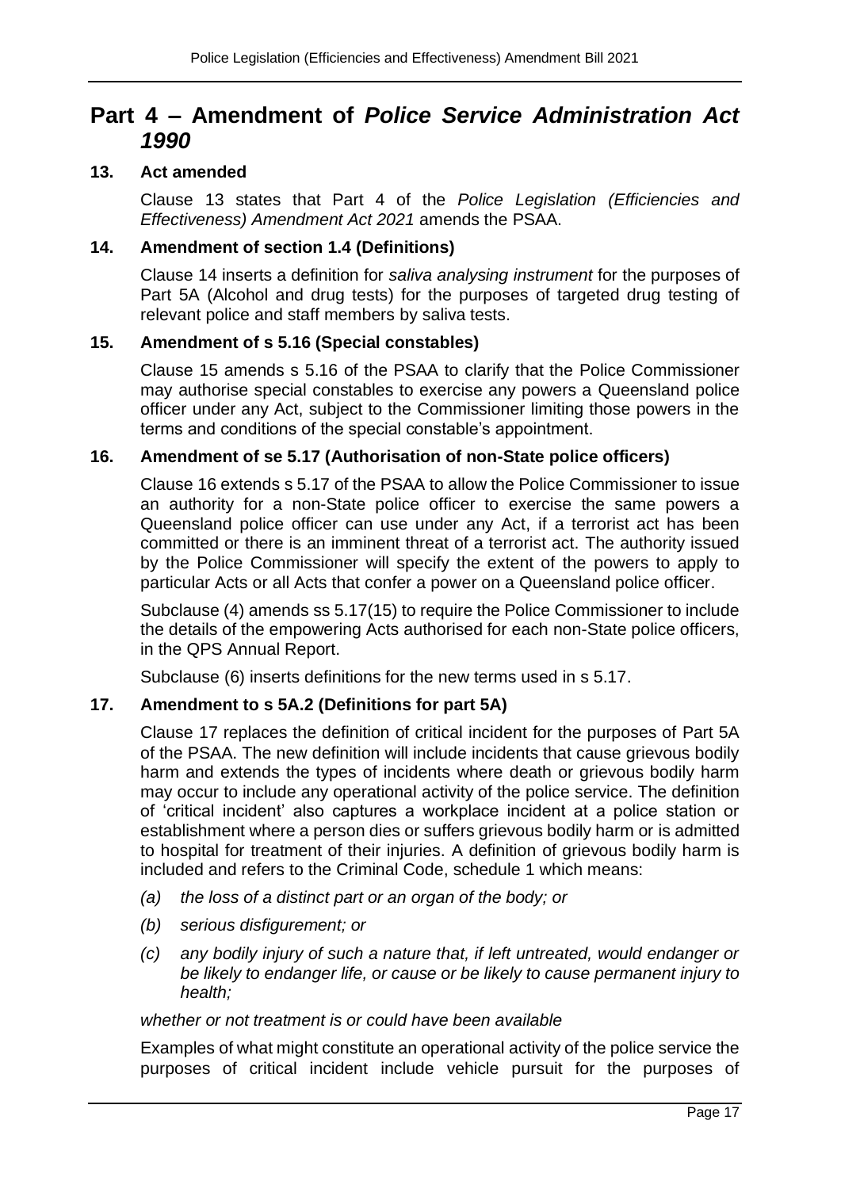# Part 4 – Amendment of *Police Service Administration Act 1990*

### 13. Act amended

Clause 13 states that Part 4 of the *Police Legislation (Efficiencies and Effectiveness) Amendment Act 2021* amends the PSAA.

### 14. Amendment of section 1.4 (Definitions)

Clause 14 inserts a definition for *saliva analysing instrument* for the purposes of Part 5A (Alcohol and drug tests) for the purposes of targeted drug testing of relevant police and staff members by saliva tests.

### 15. Amendment of s 5.16 (Special constables)

Clause 15 amends s 5.16 of the PSAA to clarify that the Police Commissioner may authorise special constables to exercise any powers a Queensland police officer under any Act, subject to the Commissioner limiting those powers in the terms and conditions of the special constable's appointment.

### 16. Amendment of se 5.17 (Authorisation of non-State police officers)

Clause 16 extends s 5.17 of the PSAA to allow the Police Commissioner to issue an authority for a non-State police officer to exercise the same powers a Queensland police officer can use under any Act, if a terrorist act has been committed or there is an imminent threat of a terrorist act. The authority issued by the Police Commissioner will specify the extent of the powers to apply to particular Acts or all Acts that confer a power on a Queensland police officer.

Subclause (4) amends ss 5.17(15) to require the Police Commissioner to include the details of the empowering Acts authorised for each non-State police officers, in the QPS Annual Report.

Subclause (6) inserts definitions for the new terms used in s 5.17.

### 17. Amendment to s 5A.2 (Definitions for part 5A)

Clause 17 replaces the definition of critical incident for the purposes of Part 5A of the PSAA. The new definition will include incidents that cause grievous bodily harm and extends the types of incidents where death or grievous bodily harm may occur to include any operational activity of the police service. The definition of 'critical incident' also captures a workplace incident at a police station or establishment where a person dies or suffers grievous bodily harm or is admitted to hospital for treatment of their injuries. A definition of grievous bodily harm is included and refers to the Criminal Code, schedule 1 which means:

*(a) the loss of a distinct part or an organ of the body; or*

*(b) serious disfigurement; or*

*(c) any bodily injury of such a nature that, if left untreated, would endanger or be likely to endanger life, or cause or be likely to cause permanent injury to health;*

*whether or not treatment is or could have been available*

Examples of what might constitute an operational activity of the police service the purposes of critical incident include vehicle pursuit for the purposes of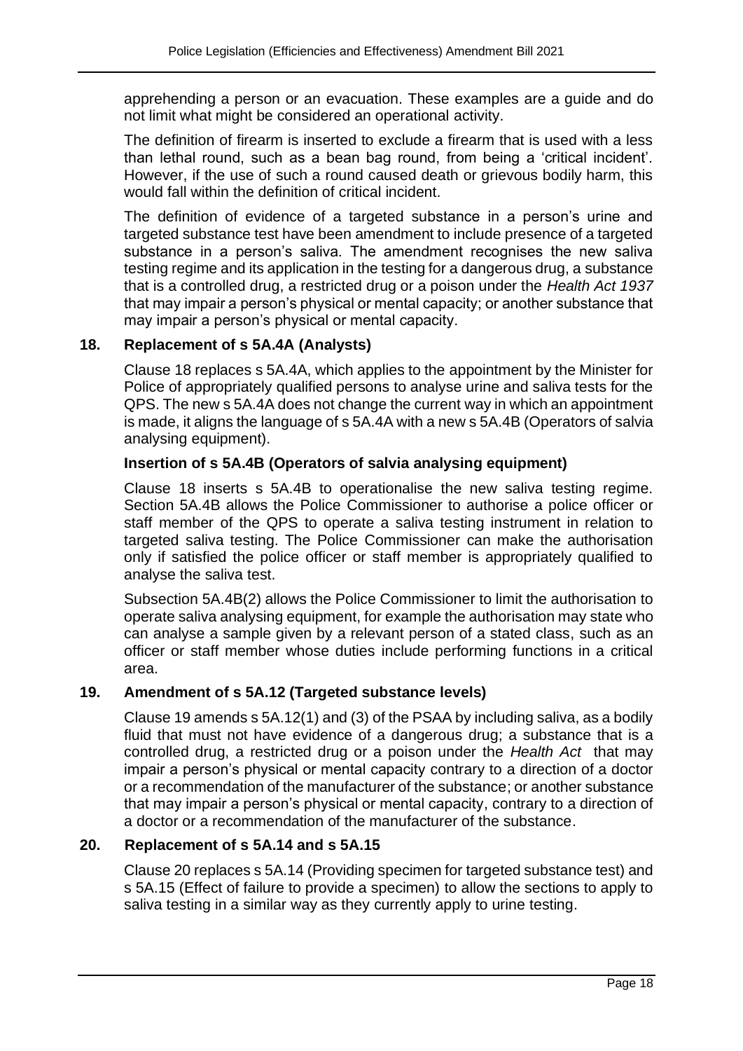apprehending a person or an evacuation. These examples are a guide and do not limit what might be considered an operational activity.

The definition of firearm is inserted to exclude a firearm that is used with a less than lethal round, such as a bean bag round, from being a 'critical incident'. However, if the use of such a round caused death or grievous bodily harm, this would fall within the definition of critical incident.

The definition of evidence of a targeted substance in a person's urine and targeted substance test have been amendment to include presence of a targeted substance in a person's saliva. The amendment recognises the new saliva testing regime and its application in the testing for a dangerous drug, a substance that is a controlled drug, a restricted drug or a poison under the *Health Act 1937* that may impair a person's physical or mental capacity; or another substance that may impair a person's physical or mental capacity.

### 18. Replacement of s 5A.4A (Analysts)

Clause 18 replaces s 5A.4A, which applies to the appointment by the Minister for Police of appropriately qualified persons to analyse urine and saliva tests for the QPS. The new s 5A.4A does not change the current way in which an appointment is made, it aligns the language of s 5A.4A with a new s 5A.4B (Operators of salvia analysing equipment).

#### Insertion of s 5A.4B (Operators of salvia analysing equipment)

Clause 18 inserts s 5A.4B to operationalise the new saliva testing regime. Section 5A.4B allows the Police Commissioner to authorise a police officer or staff member of the QPS to operate a saliva testing instrument in relation to targeted saliva testing. The Police Commissioner can make the authorisation only if satisfied the police officer or staff member is appropriately qualified to analyse the saliva test.

Subsection 5A.4B(2) allows the Police Commissioner to limit the authorisation to operate saliva analysing equipment, for example the authorisation may state who can analyse a sample given by a relevant person of a stated class, such as an officer or staff member whose duties include performing functions in a critical area.

### 19. Amendment of s 5A.12 (Targeted substance levels)

Clause 19 amends s 5A.12(1) and (3) of the PSAA by including saliva, as a bodily fluid that must not have evidence of a dangerous drug; a substance that is a controlled drug, a restricted drug or a poison under the *Health Act* that may impair a person's physical or mental capacity contrary to a direction of a doctor or a recommendation of the manufacturer of the substance; or another substance that may impair a person's physical or mental capacity, contrary to a direction of a doctor or a recommendation of the manufacturer of the substance.

### 20. Replacement of s 5A.14 and s 5A.15

Clause 20 replaces s 5A.14 (Providing specimen for targeted substance test) and s 5A.15 (Effect of failure to provide a specimen) to allow the sections to apply to saliva testing in a similar way as they currently apply to urine testing.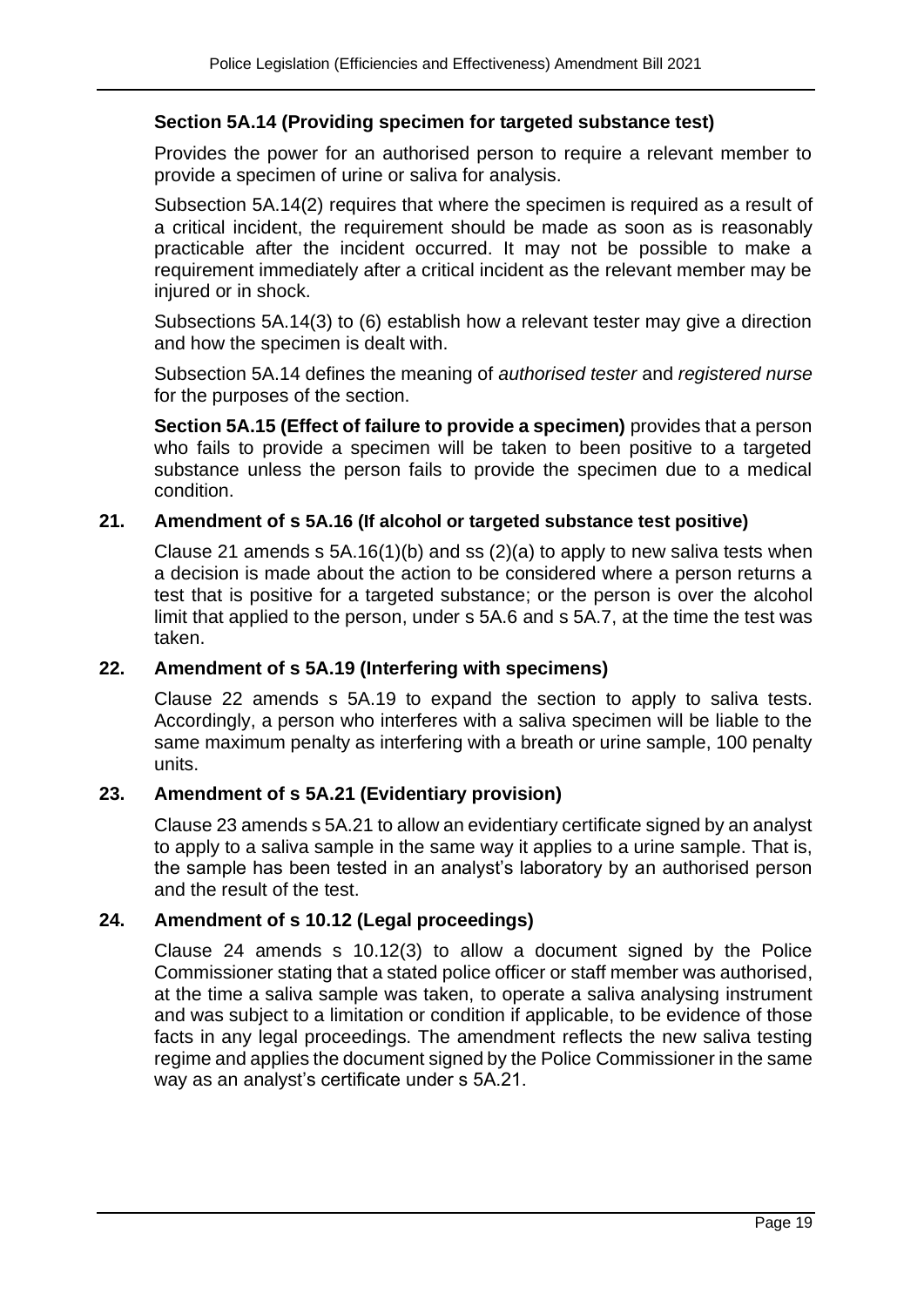**Section 5A.14 (Providing specimen for targeted substance test)**

Provides the power for an authorised person to require a relevant member to provide a specimen of urine or saliva for analysis.

Subsection 5A.14(2) requires that where the specimen is required as a result of a critical incident, the requirement should be made as soon as is reasonably practicable after the incident occurred. It may not be possible to make a requirement immediately after a critical incident as the relevant member may be injured or in shock.

Subsections 5A.14(3) to (6) establish how a relevant tester may give a direction and how the specimen is dealt with.

Subsection 5A.14 defines the meaning of *authorised tester* and *registered nurse* for the purposes of the section.

**Section 5A.15 (Effect of failure to provide a specimen)** provides that a person who fails to provide a specimen will be taken to been positive to a targeted substance unless the person fails to provide the specimen due to a medical condition.

## 21. Amendment of s 5A.16 (If alcohol or targeted substance test positive)

Clause 21 amends s 5A.16(1)(b) and ss (2)(a) to apply to new saliva tests when a decision is made about the action to be considered where a person returns a test that is positive for a targeted substance; or the person is over the alcohol limit that applied to the person, under s 5A.6 and s 5A.7, at the time the test was taken.

## 22. Amendment of s 5A.19 (Interfering with specimens)

Clause 22 amends s 5A.19 to expand the section to apply to saliva tests. Accordingly, a person who interferes with a saliva specimen will be liable to the same maximum penalty as interfering with a breath or urine sample, 100 penalty units.

## 23. Amendment of s 5A.21 (Evidentiary provision)

Clause 23 amends s 5A.21 to allow an evidentiary certificate signed by an analyst to apply to a saliva sample in the same way it applies to a urine sample. That is, the sample has been tested in an analyst's laboratory by an authorised person and the result of the test.

## 24. Amendment of s 10.12 (Legal proceedings)

Clause 24 amends s 10.12(3) to allow a document signed by the Police Commissioner stating that a stated police officer or staff member was authorised, at the time a saliva sample was taken, to operate a saliva analysing instrument and was subject to a limitation or condition if applicable, to be evidence of those facts in any legal proceedings. The amendment reflects the new saliva testing regime and applies the document signed by the Police Commissioner in the same way as an analyst's certificate under s 5A.21.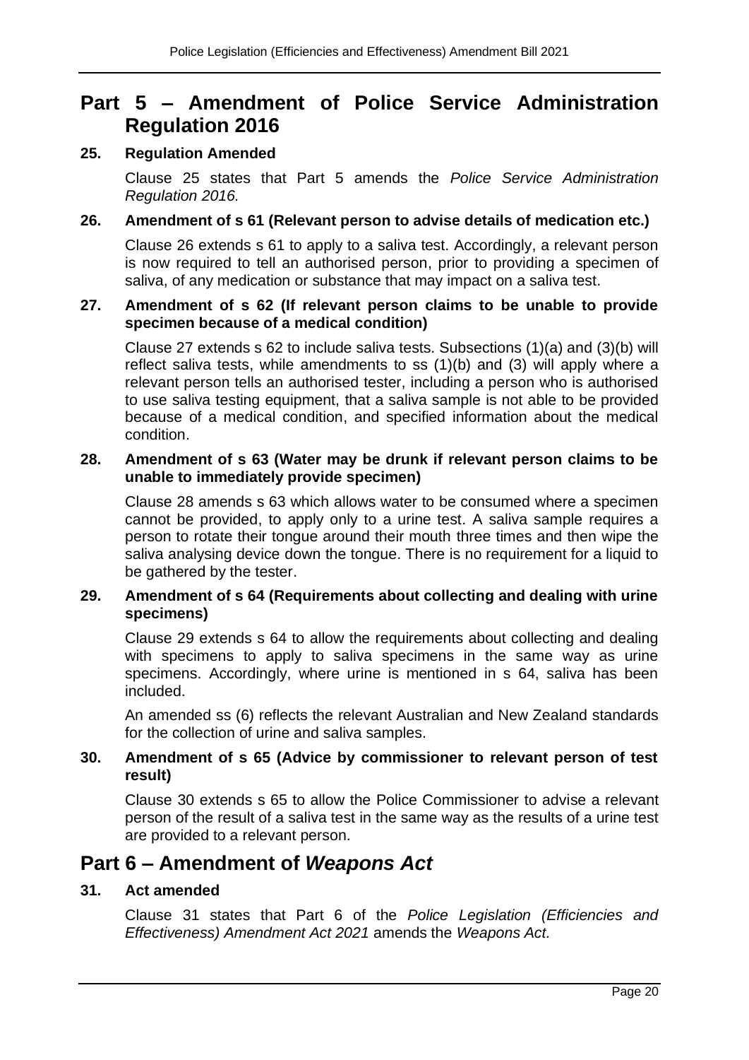## Part 5 – Amendment of Police Service Administration Regulation 2016

### 25. Regulation Amended

Clause 25 states that Part 5 amends the *Police Service Administration Regulation 2016.*

### 26. Amendment of s 61 (Relevant person to advise details of medication etc.)

Clause 26 extends s 61 to apply to a saliva test. Accordingly, a relevant person is now required to tell an authorised person, prior to providing a specimen of saliva, of any medication or substance that may impact on a saliva test.

### 27. Amendment of s 62 (If relevant person claims to be unable to provide specimen because of a medical condition)

Clause 27 extends s 62 to include saliva tests. Subsections (1)(a) and (3)(b) will reflect saliva tests, while amendments to ss (1)(b) and (3) will apply where a relevant person tells an authorised tester, including a person who is authorised to use saliva testing equipment, that a saliva sample is not able to be provided because of a medical condition, and specified information about the medical condition.

### 28. Amendment of s 63 (Water may be drunk if relevant person claims to be unable to immediately provide specimen)

Clause 28 amends s 63 which allows water to be consumed where a specimen cannot be provided, to apply only to a urine test. A saliva sample requires a person to rotate their tongue around their mouth three times and then wipe the saliva analysing device down the tongue. There is no requirement for a liquid to be gathered by the tester.

### 29. Amendment of s 64 (Requirements about collecting and dealing with urine specimens)

Clause 29 extends s 64 to allow the requirements about collecting and dealing with specimens to apply to saliva specimens in the same way as urine specimens. Accordingly, where urine is mentioned in s 64, saliva has been included.

An amended ss (6) reflects the relevant Australian and New Zealand standards for the collection of urine and saliva samples.

### 30. Amendment of s 65 (Advice by commissioner to relevant person of test result)

Clause 30 extends s 65 to allow the Police Commissioner to advise a relevant person of the result of a saliva test in the same way as the results of a urine test are provided to a relevant person.

## Part 6 – Amendment of *Weapons Act*

### 31. Act amended

Clause 31 states that Part 6 of the *Police Legislation (Efficiencies and Effectiveness) Amendment Act 2021* amends the *Weapons Act.*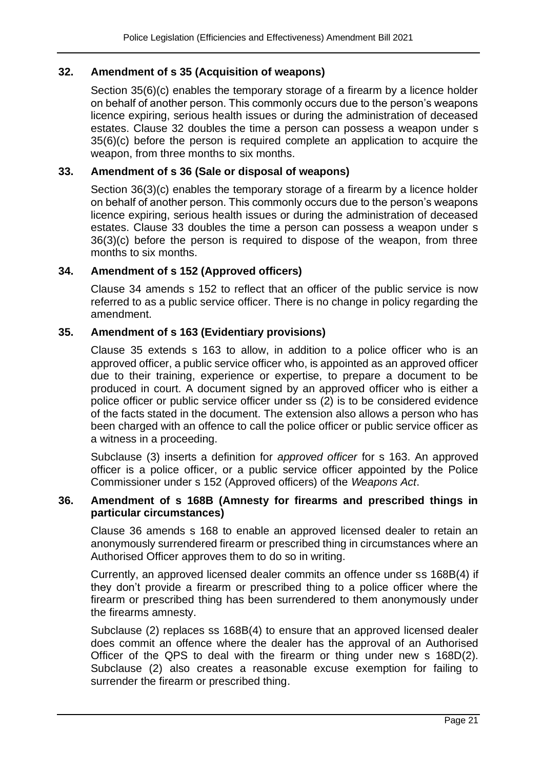### 32. Amendment of s 35 (Acquisition of weapons)

Section 35(6)(c) enables the temporary storage of a firearm by a licence holder on behalf of another person. This commonly occurs due to the person's weapons licence expiring, serious health issues or during the administration of deceased estates. Clause 32 doubles the time a person can possess a weapon under s 35(6)(c) before the person is required complete an application to acquire the weapon, from three months to six months.

### 33. Amendment of s 36 (Sale or disposal of weapons)

Section 36(3)(c) enables the temporary storage of a firearm by a licence holder on behalf of another person. This commonly occurs due to the person's weapons licence expiring, serious health issues or during the administration of deceased estates. Clause 33 doubles the time a person can possess a weapon under s 36(3)(c) before the person is required to dispose of the weapon, from three months to six months.

### 34. Amendment of s 152 (Approved officers)

Clause 34 amends s 152 to reflect that an officer of the public service is now referred to as a public service officer. There is no change in policy regarding the amendment.

### 35. Amendment of s 163 (Evidentiary provisions)

Clause 35 extends s 163 to allow, in addition to a police officer who is an approved officer, a public service officer who, is appointed as an approved officer due to their training, experience or expertise, to prepare a document to be produced in court. A document signed by an approved officer who is either a police officer or public service officer under ss (2) is to be considered evidence of the facts stated in the document. The extension also allows a person who has been charged with an offence to call the police officer or public service officer as a witness in a proceeding.

Subclause (3) inserts a definition for *approved officer* for s 163. An approved officer is a police officer, or a public service officer appointed by the Police Commissioner under s 152 (Approved officers) of the *Weapons Act*.

### 36. Amendment of s 168B (Amnesty for firearms and prescribed things in particular circumstances)

Clause 36 amends s 168 to enable an approved licensed dealer to retain an anonymously surrendered firearm or prescribed thing in circumstances where an Authorised Officer approves them to do so in writing.

Currently, an approved licensed dealer commits an offence under ss 168B(4) if they don't provide a firearm or prescribed thing to a police officer where the firearm or prescribed thing has been surrendered to them anonymously under the firearms amnesty.

Subclause (2) replaces ss 168B(4) to ensure that an approved licensed dealer does commit an offence where the dealer has the approval of an Authorised Officer of the QPS to deal with the firearm or thing under new s 168D(2). Subclause (2) also creates a reasonable excuse exemption for failing to surrender the firearm or prescribed thing.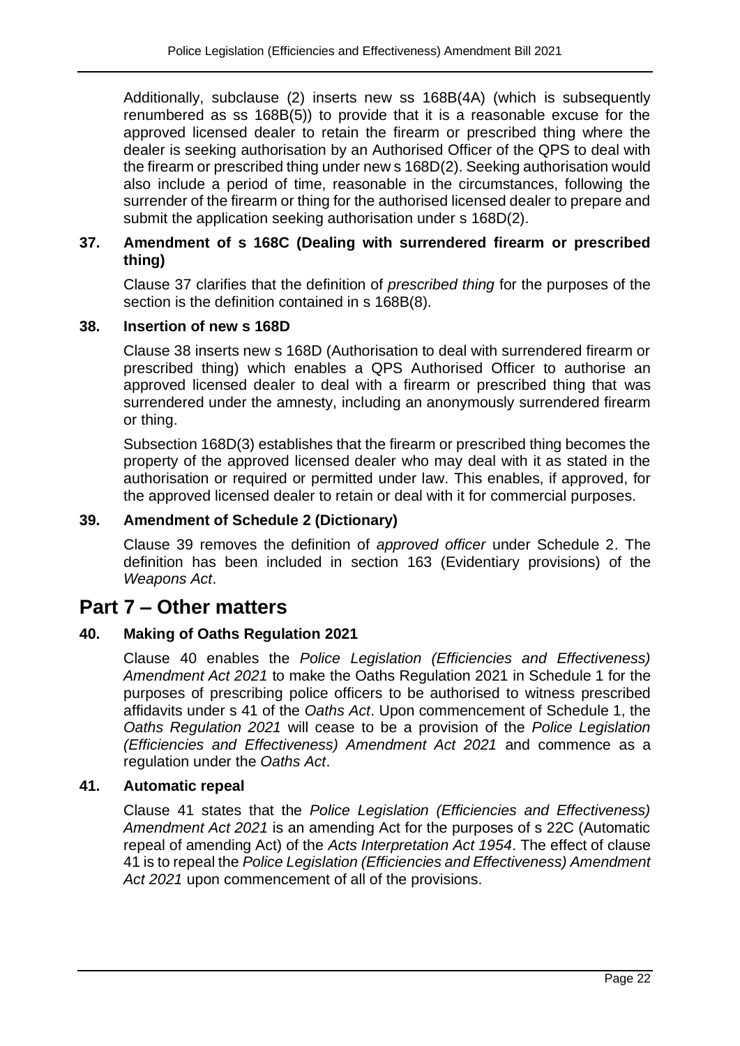Additionally, subclause (2) inserts new ss 168B(4A) (which is subsequently renumbered as ss 168B(5)) to provide that it is a reasonable excuse for the approved licensed dealer to retain the firearm or prescribed thing where the dealer is seeking authorisation by an Authorised Officer of the QPS to deal with the firearm or prescribed thing under new s 168D(2). Seeking authorisation would also include a period of time, reasonable in the circumstances, following the surrender of the firearm or thing for the authorised licensed dealer to prepare and submit the application seeking authorisation under s 168D(2).

### 37. Amendment of s 168C (Dealing with surrendered firearm or prescribed thing)

Clause 37 clarifies that the definition of *prescribed thing* for the purposes of the section is the definition contained in s 168B(8).

### 38. Insertion of new s 168D

Clause 38 inserts new s 168D (Authorisation to deal with surrendered firearm or prescribed thing) which enables a QPS Authorised Officer to authorise an approved licensed dealer to deal with a firearm or prescribed thing that was surrendered under the amnesty, including an anonymously surrendered firearm or thing.

Subsection 168D(3) establishes that the firearm or prescribed thing becomes the property of the approved licensed dealer who may deal with it as stated in the authorisation or required or permitted under law. This enables, if approved, for the approved licensed dealer to retain or deal with it for commercial purposes.

### 39. Amendment of Schedule 2 (Dictionary)

Clause 39 removes the definition of *approved officer* under Schedule 2. The definition has been included in section 163 (Evidentiary provisions) of the *Weapons Act*.

## Part 7 – Other matters

### 40. Making of Oaths Regulation 2021

Clause 40 enables the *Police Legislation (Efficiencies and Effectiveness) Amendment Act 2021* to make the Oaths Regulation 2021 in Schedule 1 for the purposes of prescribing police officers to be authorised to witness prescribed affidavits under s 41 of the *Oaths Act*. Upon commencement of Schedule 1, the *Oaths Regulation 2021* will cease to be a provision of the *Police Legislation (Efficiencies and Effectiveness) Amendment Act 2021* and commence as a regulation under the *Oaths Act*.

### 41. Automatic repeal

Clause 41 states that the *Police Legislation (Efficiencies and Effectiveness) Amendment Act 2021* is an amending Act for the purposes of s 22C (Automatic repeal of amending Act) of the *Acts Interpretation Act 1954*. The effect of clause 41 is to repeal the *Police Legislation (Efficiencies and Effectiveness) Amendment Act 2021* upon commencement of all of the provisions.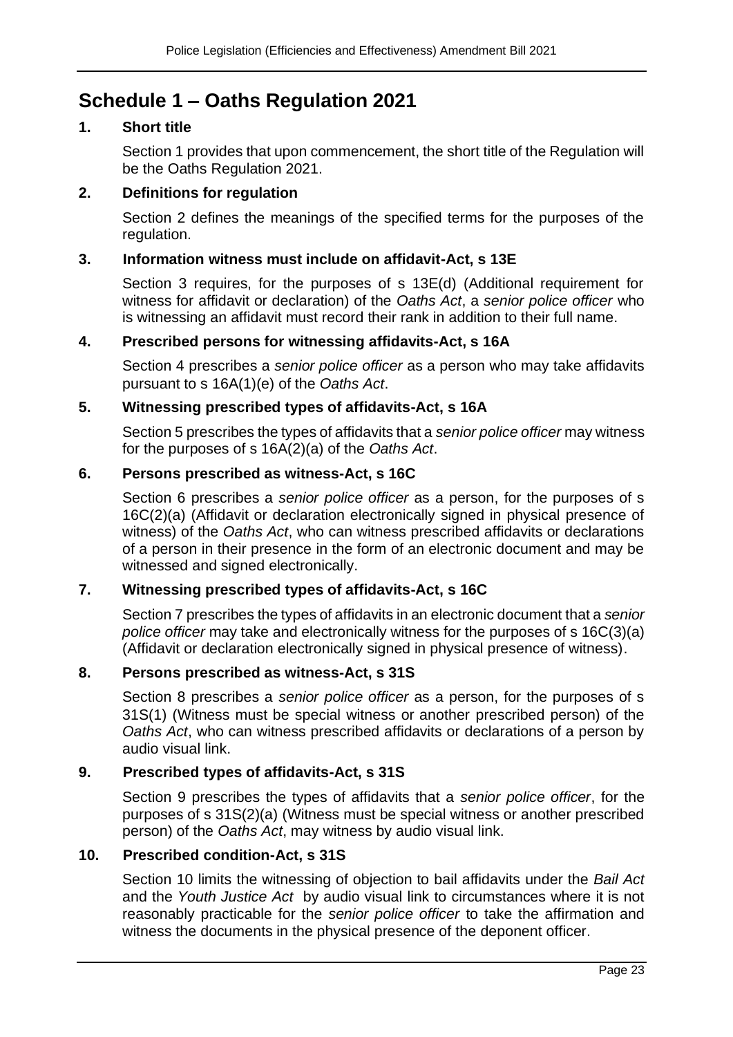# Schedule 1 – Oaths Regulation 2021

### 1. Short title

Section 1 provides that upon commencement, the short title of the Regulation will be the Oaths Regulation 2021.

### 2. Definitions for regulation

Section 2 defines the meanings of the specified terms for the purposes of the regulation.

### 3. Information witness must include on affidavit-Act, s 13E

Section 3 requires, for the purposes of s 13E(d) (Additional requirement for witness for affidavit or declaration) of the *Oaths Act*, a *senior police officer* who is witnessing an affidavit must record their rank in addition to their full name.

### 4. Prescribed persons for witnessing affidavits-Act, s 16A

Section 4 prescribes a *senior police officer* as a person who may take affidavits pursuant to s 16A(1)(e) of the *Oaths Act*.

### 5. Witnessing prescribed types of affidavits-Act, s 16A

Section 5 prescribes the types of affidavits that a *senior police officer* may witness for the purposes of s 16A(2)(a) of the *Oaths Act*.

### 6. Persons prescribed as witness-Act, s 16C

Section 6 prescribes a *senior police officer* as a person, for the purposes of s 16C(2)(a) (Affidavit or declaration electronically signed in physical presence of witness) of the *Oaths Act*, who can witness prescribed affidavits or declarations of a person in their presence in the form of an electronic document and may be witnessed and signed electronically.

### 7. Witnessing prescribed types of affidavits-Act, s 16C

Section 7 prescribes the types of affidavits in an electronic document that a *senior police officer* may take and electronically witness for the purposes of s 16C(3)(a) (Affidavit or declaration electronically signed in physical presence of witness).

### 8. Persons prescribed as witness-Act, s 31S

Section 8 prescribes a *senior police officer* as a person, for the purposes of s 31S(1) (Witness must be special witness or another prescribed person) of the *Oaths Act*, who can witness prescribed affidavits or declarations of a person by audio visual link.

### 9. Prescribed types of affidavits-Act, s 31S

Section 9 prescribes the types of affidavits that a *senior police officer*, for the purposes of s 31S(2)(a) (Witness must be special witness or another prescribed person) of the *Oaths Act*, may witness by audio visual link.

### 10. Prescribed condition-Act, s 31S

Section 10 limits the witnessing of objection to bail affidavits under the *Bail Act* and the *Youth Justice Act* by audio visual link to circumstances where it is not reasonably practicable for the *senior police officer* to take the affirmation and witness the documents in the physical presence of the deponent officer.